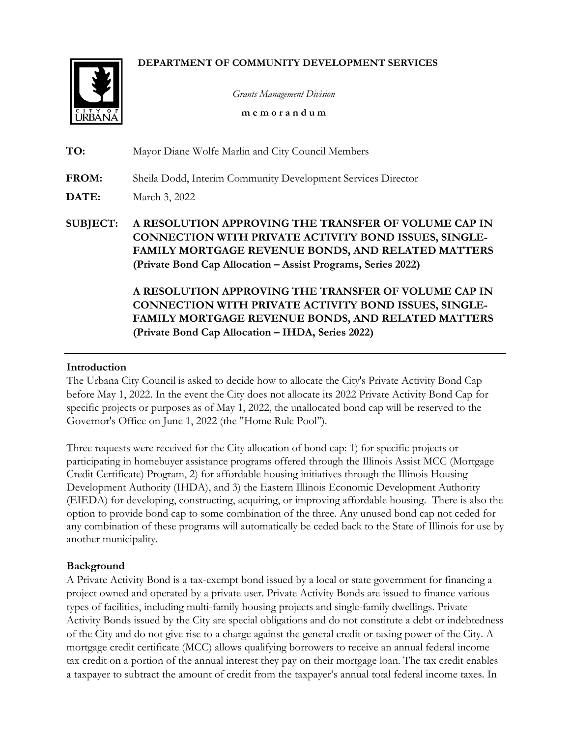**DEPARTMENT OF COMMUNITY DEVELOPMENT SERVICES**

*Grants Management Division*

**m e m o r a n d u m**

**TO:** Mayor Diane Wolfe Marlin and City Council Members

**FROM:** Sheila Dodd, Interim Community Development Services Director

**DATE:** March 3, 2022

**SUBJECT:** **A RESOLUTION APPROVING THE TRANSFER OF VOLUME CAP IN CONNECTION WITH PRIVATE ACTIVITY BOND ISSUES, SINGLE-FAMILY MORTGAGE REVENUE BONDS, AND RELATED MATTERS (Private Bond Cap Allocation – Assist Programs, Series 2022)**

**A RESOLUTION APPROVING THE TRANSFER OF VOLUME CAP IN CONNECTION WITH PRIVATE ACTIVITY BOND ISSUES, SINGLE-FAMILY MORTGAGE REVENUE BONDS, AND RELATED MATTERS (Private Bond Cap Allocation – IHDA, Series 2022)**

---

### Introduction

The Urbana City Council is asked to decide how to allocate the City's Private Activity Bond Cap before May 1, 2022. In the event the City does not allocate its 2022 Private Activity Bond Cap for specific projects or purposes as of May 1, 2022, the unallocated bond cap will be reserved to the Governor's Office on June 1, 2022 (the "Home Rule Pool").

Three requests were received for the City allocation of bond cap: 1) for specific projects or participating in homebuyer assistance programs offered through the Illinois Assist MCC (Mortgage Credit Certificate) Program, 2) for affordable housing initiatives through the Illinois Housing Development Authority (IHDA), and 3) the Eastern Illinois Economic Development Authority (EIEDA) for developing, constructing, acquiring, or improving affordable housing. There is also the option to provide bond cap to some combination of the three. Any unused bond cap not ceded for any combination of these programs will automatically be ceded back to the State of Illinois for use by another municipality.

### Background

A Private Activity Bond is a tax-exempt bond issued by a local or state government for financing a project owned and operated by a private user. Private Activity Bonds are issued to finance various types of facilities, including multi-family housing projects and single-family dwellings. Private Activity Bonds issued by the City are special obligations and do not constitute a debt or indebtedness of the City and do not give rise to a charge against the general credit or taxing power of the City. A mortgage credit certificate (MCC) allows qualifying borrowers to receive an annual federal income tax credit on a portion of the annual interest they pay on their mortgage loan. The tax credit enables a taxpayer to subtract the amount of credit from the taxpayer's annual total federal income taxes. In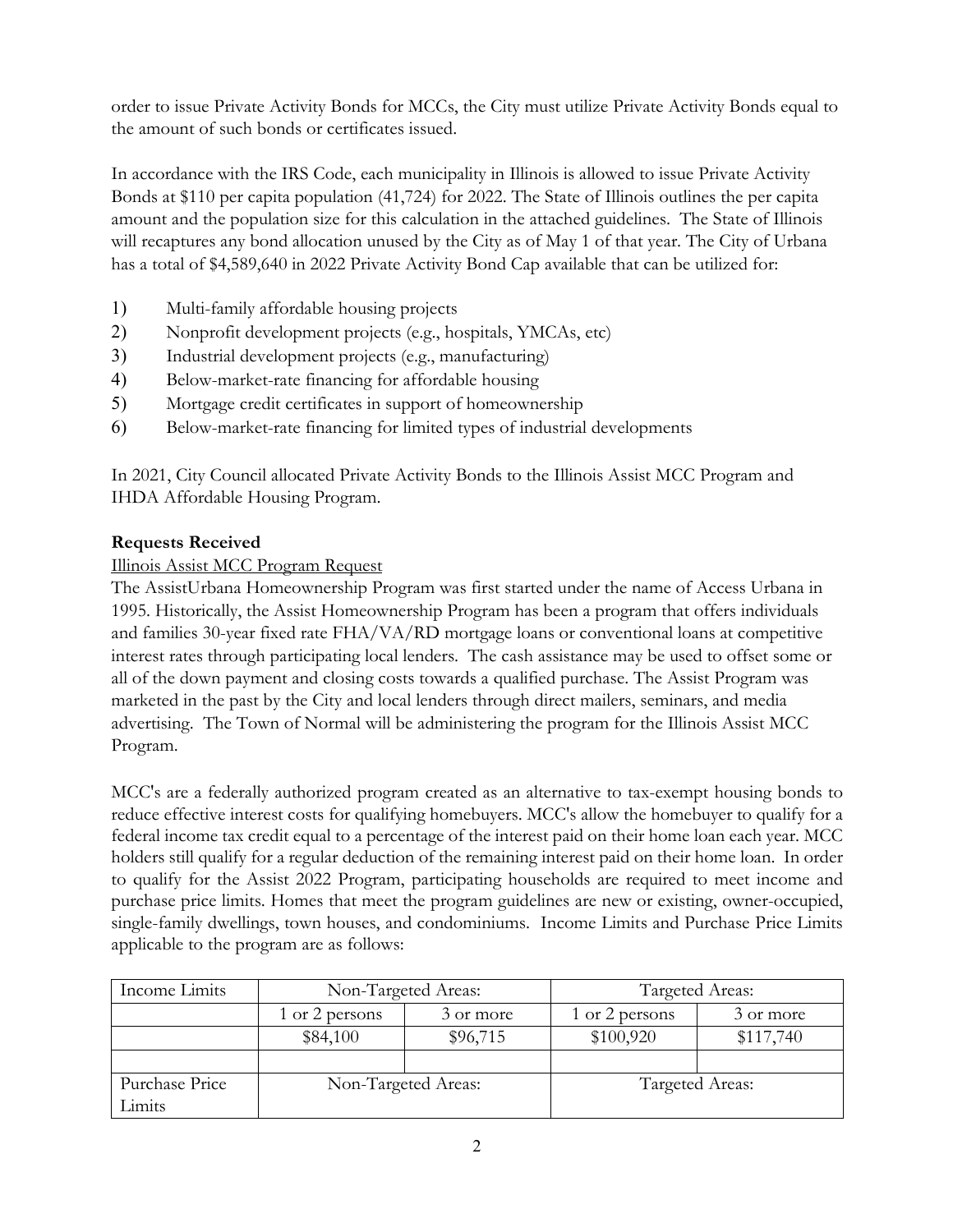order to issue Private Activity Bonds for MCCs, the City must utilize Private Activity Bonds equal to the amount of such bonds or certificates issued.

In accordance with the IRS Code, each municipality in Illinois is allowed to issue Private Activity Bonds at $110 per capita population (41,724) for 2022. The State of Illinois outlines the per capita amount and the population size for this calculation in the attached guidelines. The State of Illinois will recaptures any bond allocation unused by the City as of May 1 of that year. The City of Urbana has a total of $4,589,640 in 2022 Private Activity Bond Cap available that can be utilized for:

1) Multi-family affordable housing projects
2) Nonprofit development projects (e.g., hospitals, YMCAs, etc)
3) Industrial development projects (e.g., manufacturing)
4) Below-market-rate financing for affordable housing
5) Mortgage credit certificates in support of homeownership
6) Below-market-rate financing for limited types of industrial developments

In 2021, City Council allocated Private Activity Bonds to the Illinois Assist MCC Program and IHDA Affordable Housing Program.

**Requests Received**

Illinois Assist MCC Program Request

The AssistUrbana Homeownership Program was first started under the name of Access Urbana in 1995. Historically, the Assist Homeownership Program has been a program that offers individuals and families 30-year fixed rate FHA/VA/RD mortgage loans or conventional loans at competitive interest rates through participating local lenders. The cash assistance may be used to offset some or all of the down payment and closing costs towards a qualified purchase. The Assist Program was marketed in the past by the City and local lenders through direct mailers, seminars, and media advertising. The Town of Normal will be administering the program for the Illinois Assist MCC Program.

MCC's are a federally authorized program created as an alternative to tax-exempt housing bonds to reduce effective interest costs for qualifying homebuyers. MCC's allow the homebuyer to qualify for a federal income tax credit equal to a percentage of the interest paid on their home loan each year. MCC holders still qualify for a regular deduction of the remaining interest paid on their home loan. In order to qualify for the Assist 2022 Program, participating households are required to meet income and purchase price limits. Homes that meet the program guidelines are new or existing, owner-occupied, single-family dwellings, town houses, and condominiums. Income Limits and Purchase Price Limits applicable to the program are as follows:

| Income Limits | Non-Targeted Areas: | | Targeted Areas: | |
|---|---|---|---|---|
| | 1 or 2 persons | 3 or more | 1 or 2 persons | 3 or more |
| | $84,100 | $96,715 | $100,920 | $117,740 |
| | | | | |
| Purchase Price Limits | Non-Targeted Areas: | | Targeted Areas: | |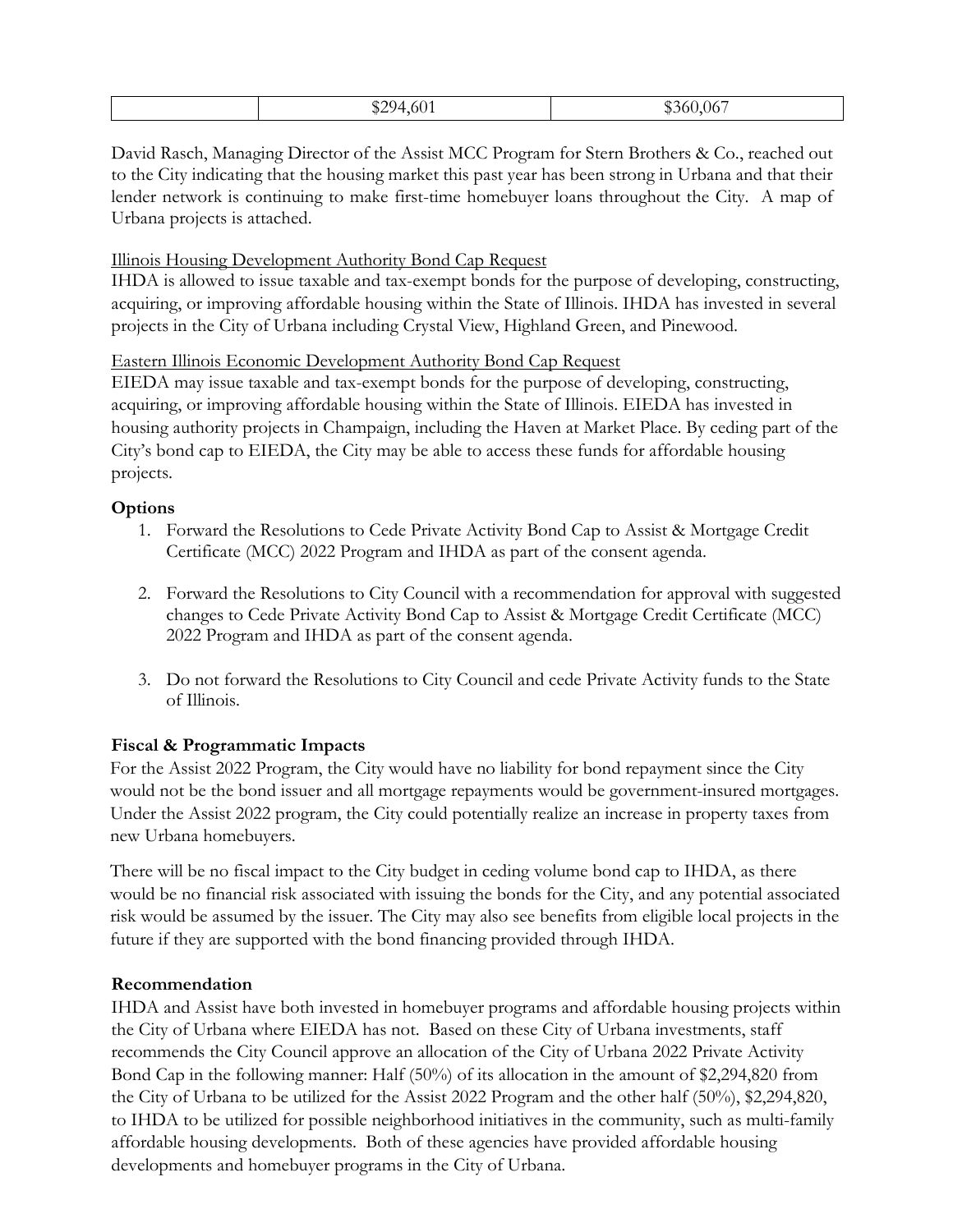|  | $294,601 | $360,067 |
|---|---|---|

David Rasch, Managing Director of the Assist MCC Program for Stern Brothers & Co., reached out to the City indicating that the housing market this past year has been strong in Urbana and that their lender network is continuing to make first-time homebuyer loans throughout the City. A map of Urbana projects is attached.

Illinois Housing Development Authority Bond Cap Request

IHDA is allowed to issue taxable and tax-exempt bonds for the purpose of developing, constructing, acquiring, or improving affordable housing within the State of Illinois. IHDA has invested in several projects in the City of Urbana including Crystal View, Highland Green, and Pinewood.

Eastern Illinois Economic Development Authority Bond Cap Request

EIEDA may issue taxable and tax-exempt bonds for the purpose of developing, constructing, acquiring, or improving affordable housing within the State of Illinois. EIEDA has invested in housing authority projects in Champaign, including the Haven at Market Place. By ceding part of the City's bond cap to EIEDA, the City may be able to access these funds for affordable housing projects.

### Options

1. Forward the Resolutions to Cede Private Activity Bond Cap to Assist & Mortgage Credit Certificate (MCC) 2022 Program and IHDA as part of the consent agenda.
2. Forward the Resolutions to City Council with a recommendation for approval with suggested changes to Cede Private Activity Bond Cap to Assist & Mortgage Credit Certificate (MCC) 2022 Program and IHDA as part of the consent agenda.
3. Do not forward the Resolutions to City Council and cede Private Activity funds to the State of Illinois.

### Fiscal & Programmatic Impacts

For the Assist 2022 Program, the City would have no liability for bond repayment since the City would not be the bond issuer and all mortgage repayments would be government-insured mortgages. Under the Assist 2022 program, the City could potentially realize an increase in property taxes from new Urbana homebuyers.

There will be no fiscal impact to the City budget in ceding volume bond cap to IHDA, as there would be no financial risk associated with issuing the bonds for the City, and any potential associated risk would be assumed by the issuer. The City may also see benefits from eligible local projects in the future if they are supported with the bond financing provided through IHDA.

### Recommendation

IHDA and Assist have both invested in homebuyer programs and affordable housing projects within the City of Urbana where EIEDA has not. Based on these City of Urbana investments, staff recommends the City Council approve an allocation of the City of Urbana 2022 Private Activity Bond Cap in the following manner: Half (50%) of its allocation in the amount of $2,294,820 from the City of Urbana to be utilized for the Assist 2022 Program and the other half (50%), $2,294,820, to IHDA to be utilized for possible neighborhood initiatives in the community, such as multi-family affordable housing developments. Both of these agencies have provided affordable housing developments and homebuyer programs in the City of Urbana.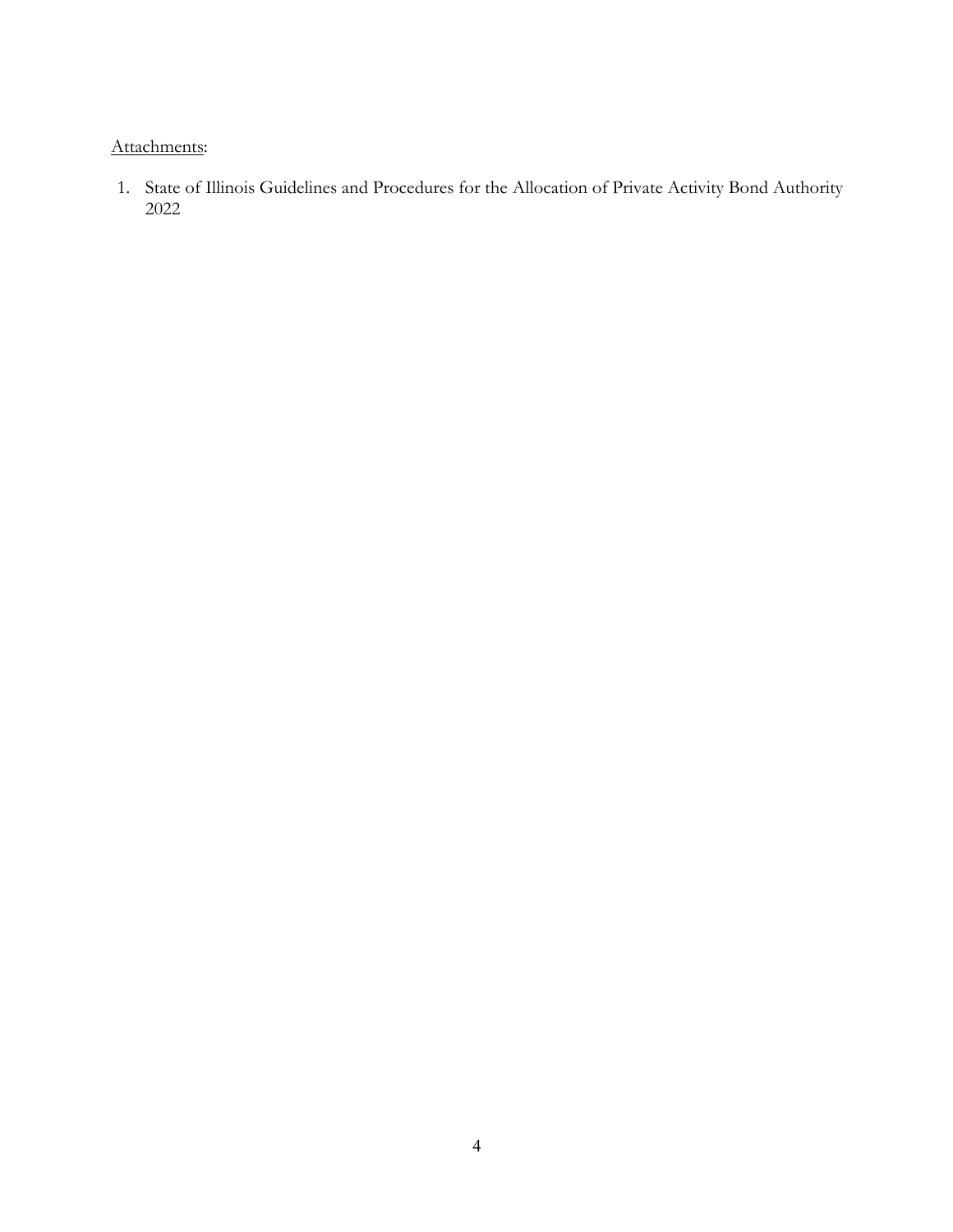Attachments:

1. State of Illinois Guidelines and Procedures for the Allocation of Private Activity Bond Authority 2022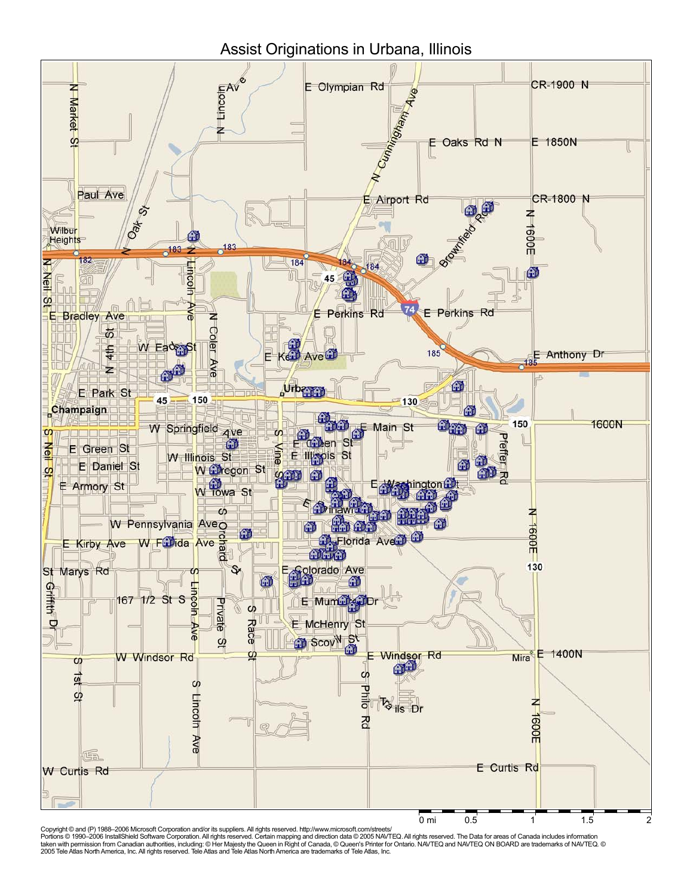# Assist Originations in Urbana, Illinois

Copyright © and (P) 1988–2006 Microsoft Corporation and/or its suppliers. All rights reserved. http://www.microsoft.com/streets/
Portions © 1990–2006 InstallShield Software Corporation. All rights reserved. Certain mapping and direction data © 2005 NAVTEQ. All rights reserved. The Data for areas of Canada includes information taken with permission from Canadian authorities, including: © Her Majesty the Queen in Right of Canada, © Queen's Printer for Ontario. NAVTEQ and NAVTEQ ON BOARD are trademarks of NAVTEQ. © 2005 Tele Atlas North America, Inc. All rights reserved. Tele Atlas and Tele Atlas North America are trademarks of Tele Atlas, Inc.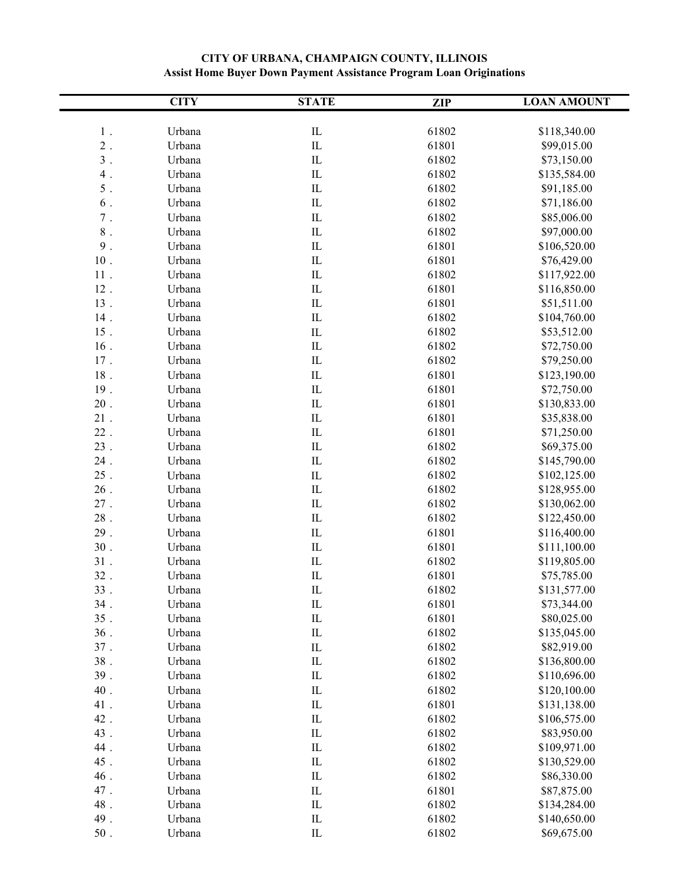**CITY OF URBANA, CHAMPAIGN COUNTY, ILLINOIS**
**Assist Home Buyer Down Payment Assistance Program Loan Originations**

| | CITY | STATE | ZIP | LOAN AMOUNT |
|---|---|---|---|---|
| 1 . | Urbana | IL | 61802 | $118,340.00 |
| 2 . | Urbana | IL | 61801 | $99,015.00 |
| 3 . | Urbana | IL | 61802 | $73,150.00 |
| 4 . | Urbana | IL | 61802 | $135,584.00 |
| 5 . | Urbana | IL | 61802 | $91,185.00 |
| 6 . | Urbana | IL | 61802 | $71,186.00 |
| 7 . | Urbana | IL | 61802 | $85,006.00 |
| 8 . | Urbana | IL | 61802 | $97,000.00 |
| 9 . | Urbana | IL | 61801 | $106,520.00 |
| 10 . | Urbana | IL | 61801 | $76,429.00 |
| 11 . | Urbana | IL | 61802 | $117,922.00 |
| 12 . | Urbana | IL | 61801 | $116,850.00 |
| 13 . | Urbana | IL | 61801 | $51,511.00 |
| 14 . | Urbana | IL | 61802 | $104,760.00 |
| 15 . | Urbana | IL | 61802 | $53,512.00 |
| 16 . | Urbana | IL | 61802 | $72,750.00 |
| 17 . | Urbana | IL | 61802 | $79,250.00 |
| 18 . | Urbana | IL | 61801 | $123,190.00 |
| 19 . | Urbana | IL | 61801 | $72,750.00 |
| 20 . | Urbana | IL | 61801 | $130,833.00 |
| 21 . | Urbana | IL | 61801 | $35,838.00 |
| 22 . | Urbana | IL | 61801 | $71,250.00 |
| 23 . | Urbana | IL | 61802 | $69,375.00 |
| 24 . | Urbana | IL | 61802 | $145,790.00 |
| 25 . | Urbana | IL | 61802 | $102,125.00 |
| 26 . | Urbana | IL | 61802 | $128,955.00 |
| 27 . | Urbana | IL | 61802 | $130,062.00 |
| 28 . | Urbana | IL | 61802 | $122,450.00 |
| 29 . | Urbana | IL | 61801 | $116,400.00 |
| 30 . | Urbana | IL | 61801 | $111,100.00 |
| 31 . | Urbana | IL | 61802 | $119,805.00 |
| 32 . | Urbana | IL | 61801 | $75,785.00 |
| 33 . | Urbana | IL | 61802 | $131,577.00 |
| 34 . | Urbana | IL | 61801 | $73,344.00 |
| 35 . | Urbana | IL | 61801 | $80,025.00 |
| 36 . | Urbana | IL | 61802 | $135,045.00 |
| 37 . | Urbana | IL | 61802 | $82,919.00 |
| 38 . | Urbana | IL | 61802 | $136,800.00 |
| 39 . | Urbana | IL | 61802 | $110,696.00 |
| 40 . | Urbana | IL | 61802 | $120,100.00 |
| 41 . | Urbana | IL | 61801 | $131,138.00 |
| 42 . | Urbana | IL | 61802 | $106,575.00 |
| 43 . | Urbana | IL | 61802 | $83,950.00 |
| 44 . | Urbana | IL | 61802 | $109,971.00 |
| 45 . | Urbana | IL | 61802 | $130,529.00 |
| 46 . | Urbana | IL | 61802 | $86,330.00 |
| 47 . | Urbana | IL | 61801 | $87,875.00 |
| 48 . | Urbana | IL | 61802 | $134,284.00 |
| 49 . | Urbana | IL | 61802 | $140,650.00 |
| 50 . | Urbana | IL | 61802 | $69,675.00 |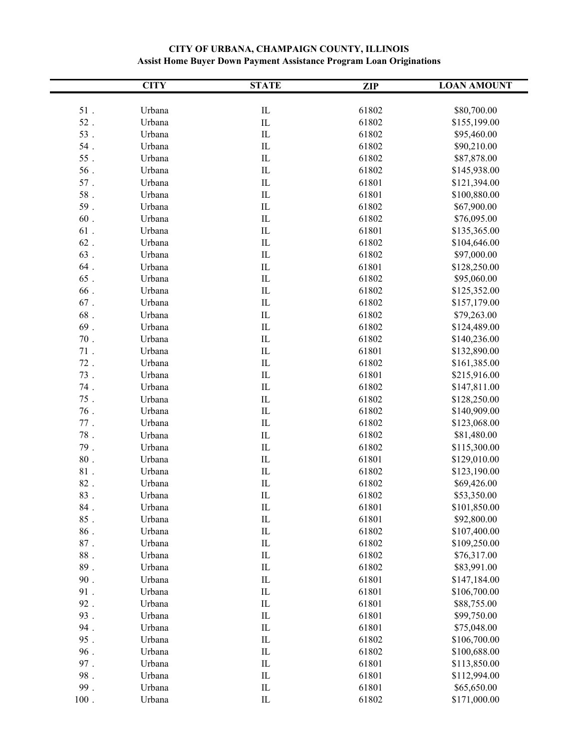**CITY OF URBANA, CHAMPAIGN COUNTY, ILLINOIS**
**Assist Home Buyer Down Payment Assistance Program Loan Originations**

| | CITY | STATE | ZIP | LOAN AMOUNT |
|---|---|---|---|---|
| 51 . | Urbana | IL | 61802 | $80,700.00 |
| 52 . | Urbana | IL | 61802 | $155,199.00 |
| 53 . | Urbana | IL | 61802 | $95,460.00 |
| 54 . | Urbana | IL | 61802 | $90,210.00 |
| 55 . | Urbana | IL | 61802 | $87,878.00 |
| 56 . | Urbana | IL | 61802 | $145,938.00 |
| 57 . | Urbana | IL | 61801 | $121,394.00 |
| 58 . | Urbana | IL | 61801 | $100,880.00 |
| 59 . | Urbana | IL | 61802 | $67,900.00 |
| 60 . | Urbana | IL | 61802 | $76,095.00 |
| 61 . | Urbana | IL | 61801 | $135,365.00 |
| 62 . | Urbana | IL | 61802 | $104,646.00 |
| 63 . | Urbana | IL | 61802 | $97,000.00 |
| 64 . | Urbana | IL | 61801 | $128,250.00 |
| 65 . | Urbana | IL | 61802 | $95,060.00 |
| 66 . | Urbana | IL | 61802 | $125,352.00 |
| 67 . | Urbana | IL | 61802 | $157,179.00 |
| 68 . | Urbana | IL | 61802 | $79,263.00 |
| 69 . | Urbana | IL | 61802 | $124,489.00 |
| 70 . | Urbana | IL | 61802 | $140,236.00 |
| 71 . | Urbana | IL | 61801 | $132,890.00 |
| 72 . | Urbana | IL | 61802 | $161,385.00 |
| 73 . | Urbana | IL | 61801 | $215,916.00 |
| 74 . | Urbana | IL | 61802 | $147,811.00 |
| 75 . | Urbana | IL | 61802 | $128,250.00 |
| 76 . | Urbana | IL | 61802 | $140,909.00 |
| 77 . | Urbana | IL | 61802 | $123,068.00 |
| 78 . | Urbana | IL | 61802 | $81,480.00 |
| 79 . | Urbana | IL | 61802 | $115,300.00 |
| 80 . | Urbana | IL | 61801 | $129,010.00 |
| 81 . | Urbana | IL | 61802 | $123,190.00 |
| 82 . | Urbana | IL | 61802 | $69,426.00 |
| 83 . | Urbana | IL | 61802 | $53,350.00 |
| 84 . | Urbana | IL | 61801 | $101,850.00 |
| 85 . | Urbana | IL | 61801 | $92,800.00 |
| 86 . | Urbana | IL | 61802 | $107,400.00 |
| 87 . | Urbana | IL | 61802 | $109,250.00 |
| 88 . | Urbana | IL | 61802 | $76,317.00 |
| 89 . | Urbana | IL | 61802 | $83,991.00 |
| 90 . | Urbana | IL | 61801 | $147,184.00 |
| 91 . | Urbana | IL | 61801 | $106,700.00 |
| 92 . | Urbana | IL | 61801 | $88,755.00 |
| 93 . | Urbana | IL | 61801 | $99,750.00 |
| 94 . | Urbana | IL | 61801 | $75,048.00 |
| 95 . | Urbana | IL | 61802 | $106,700.00 |
| 96 . | Urbana | IL | 61802 | $100,688.00 |
| 97 . | Urbana | IL | 61801 | $113,850.00 |
| 98 . | Urbana | IL | 61801 | $112,994.00 |
| 99 . | Urbana | IL | 61801 | $65,650.00 |
| 100 . | Urbana | IL | 61802 | $171,000.00 |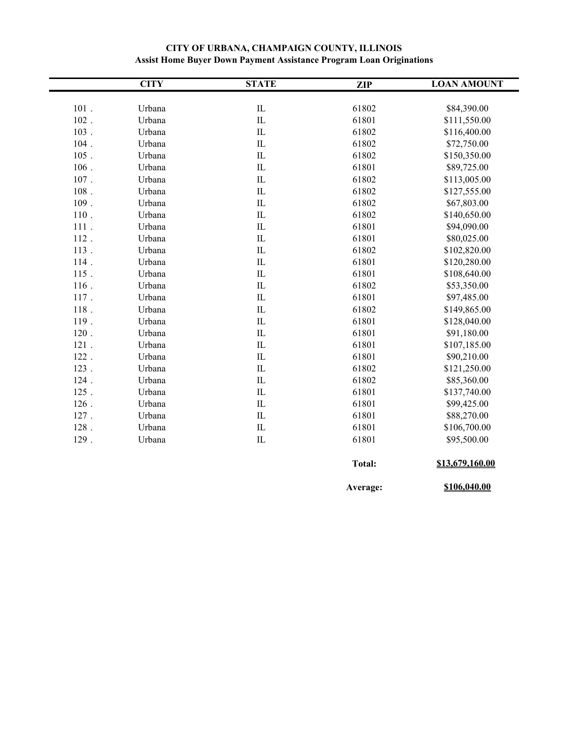**CITY OF URBANA, CHAMPAIGN COUNTY, ILLINOIS**
**Assist Home Buyer Down Payment Assistance Program Loan Originations**

| | CITY | STATE | ZIP | LOAN AMOUNT |
|---|---|---|---|---|
| 101 . | Urbana | IL | 61802 | $84,390.00 |
| 102 . | Urbana | IL | 61801 | $111,550.00 |
| 103 . | Urbana | IL | 61802 | $116,400.00 |
| 104 . | Urbana | IL | 61802 | $72,750.00 |
| 105 . | Urbana | IL | 61802 | $150,350.00 |
| 106 . | Urbana | IL | 61801 | $89,725.00 |
| 107 . | Urbana | IL | 61802 | $113,005.00 |
| 108 . | Urbana | IL | 61802 | $127,555.00 |
| 109 . | Urbana | IL | 61802 | $67,803.00 |
| 110 . | Urbana | IL | 61802 | $140,650.00 |
| 111 . | Urbana | IL | 61801 | $94,090.00 |
| 112 . | Urbana | IL | 61801 | $80,025.00 |
| 113 . | Urbana | IL | 61802 | $102,820.00 |
| 114 . | Urbana | IL | 61801 | $120,280.00 |
| 115 . | Urbana | IL | 61801 | $108,640.00 |
| 116 . | Urbana | IL | 61802 | $53,350.00 |
| 117 . | Urbana | IL | 61801 | $97,485.00 |
| 118 . | Urbana | IL | 61802 | $149,865.00 |
| 119 . | Urbana | IL | 61801 | $128,040.00 |
| 120 . | Urbana | IL | 61801 | $91,180.00 |
| 121 . | Urbana | IL | 61801 | $107,185.00 |
| 122 . | Urbana | IL | 61801 | $90,210.00 |
| 123 . | Urbana | IL | 61802 | $121,250.00 |
| 124 . | Urbana | IL | 61802 | $85,360.00 |
| 125 . | Urbana | IL | 61801 | $137,740.00 |
| 126 . | Urbana | IL | 61801 | $99,425.00 |
| 127 . | Urbana | IL | 61801 | $88,270.00 |
| 128 . | Urbana | IL | 61801 | $106,700.00 |
| 129 . | Urbana | IL | 61801 | $95,500.00 |
| | | | **Total:** | **$13,679,160.00** |
| | | | **Average:** | **$106,040.00** |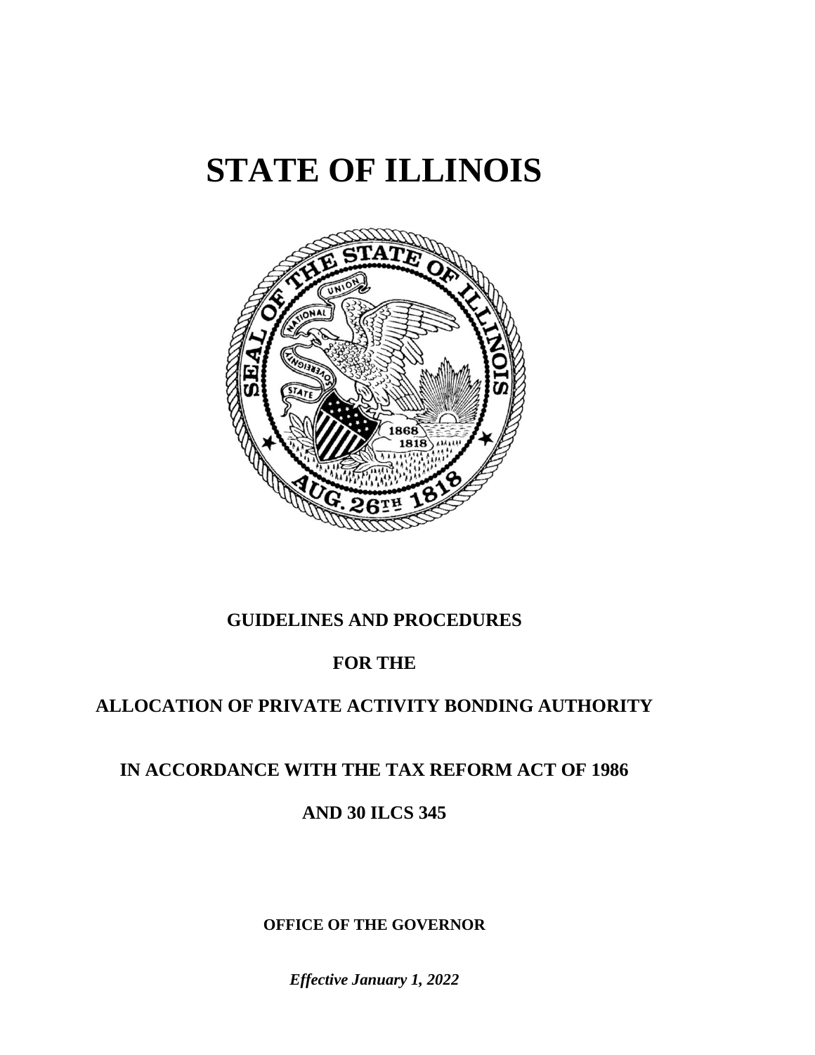# STATE OF ILLINOIS

**GUIDELINES AND PROCEDURES**

**FOR THE**

**ALLOCATION OF PRIVATE ACTIVITY BONDING AUTHORITY**

**IN ACCORDANCE WITH THE TAX REFORM ACT OF 1986**

**AND 30 ILCS 345**

**OFFICE OF THE GOVERNOR**

***Effective January 1, 2022***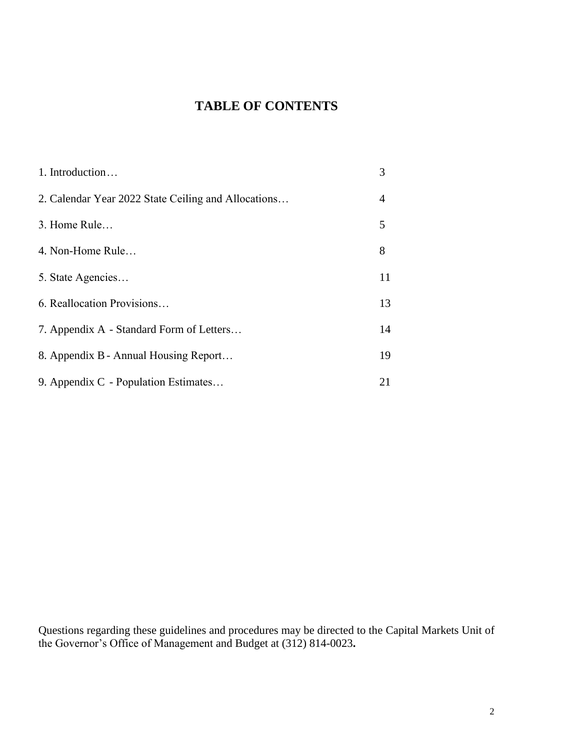# TABLE OF CONTENTS

| | |
|---|---|
| 1. Introduction… | 3 |
| 2. Calendar Year 2022 State Ceiling and Allocations… | 4 |
| 3. Home Rule… | 5 |
| 4. Non-Home Rule… | 8 |
| 5. State Agencies… | 11 |
| 6. Reallocation Provisions… | 13 |
| 7. Appendix A - Standard Form of Letters… | 14 |
| 8. Appendix B - Annual Housing Report… | 19 |
| 9. Appendix C - Population Estimates… | 21 |

Questions regarding these guidelines and procedures may be directed to the Capital Markets Unit of the Governor's Office of Management and Budget at (312) 814-0023**.**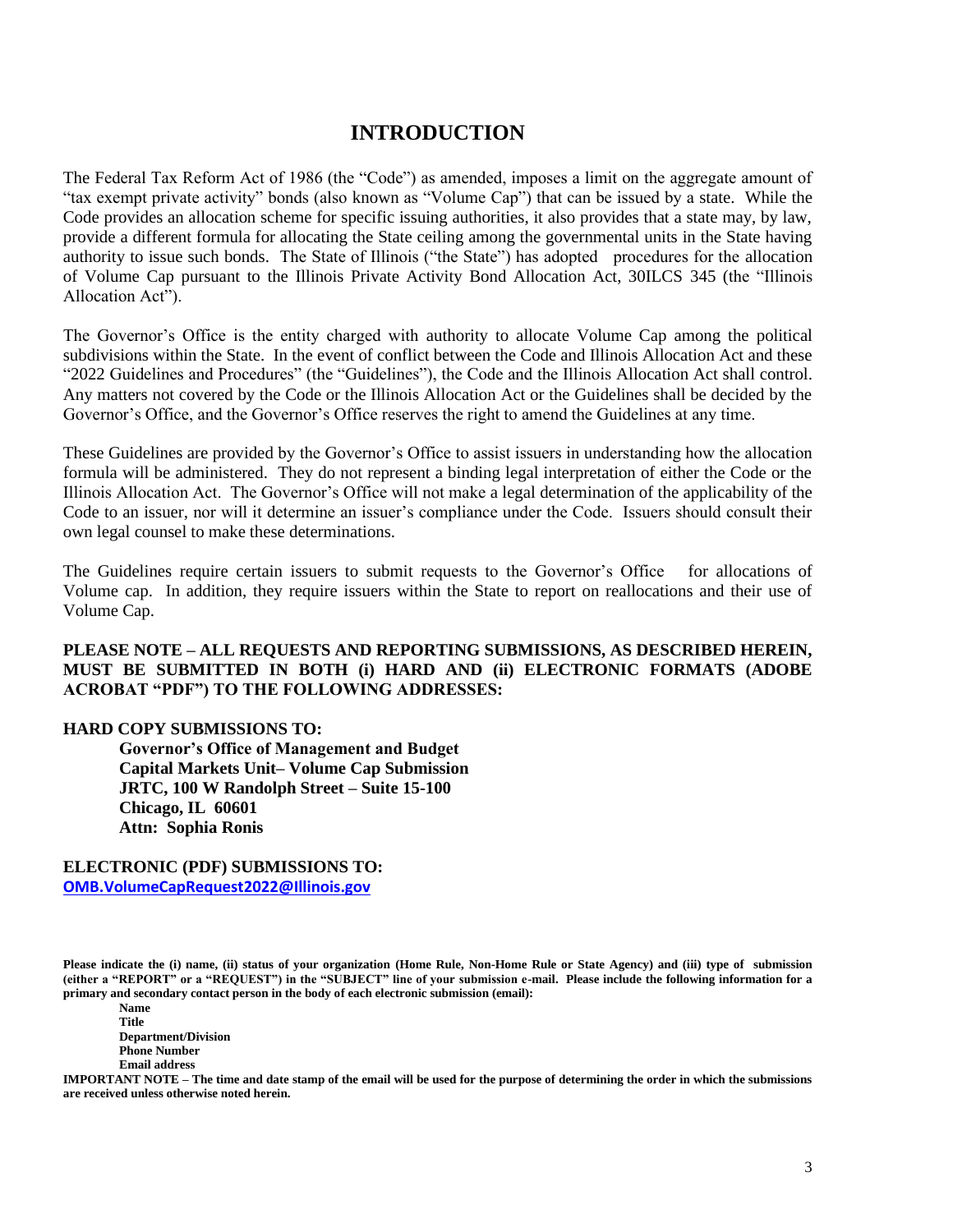# INTRODUCTION

The Federal Tax Reform Act of 1986 (the "Code") as amended, imposes a limit on the aggregate amount of "tax exempt private activity" bonds (also known as "Volume Cap") that can be issued by a state. While the Code provides an allocation scheme for specific issuing authorities, it also provides that a state may, by law, provide a different formula for allocating the State ceiling among the governmental units in the State having authority to issue such bonds. The State of Illinois ("the State") has adopted procedures for the allocation of Volume Cap pursuant to the Illinois Private Activity Bond Allocation Act, 30ILCS 345 (the "Illinois Allocation Act").

The Governor's Office is the entity charged with authority to allocate Volume Cap among the political subdivisions within the State. In the event of conflict between the Code and Illinois Allocation Act and these "2022 Guidelines and Procedures" (the "Guidelines"), the Code and the Illinois Allocation Act shall control. Any matters not covered by the Code or the Illinois Allocation Act or the Guidelines shall be decided by the Governor's Office, and the Governor's Office reserves the right to amend the Guidelines at any time.

These Guidelines are provided by the Governor's Office to assist issuers in understanding how the allocation formula will be administered. They do not represent a binding legal interpretation of either the Code or the Illinois Allocation Act. The Governor's Office will not make a legal determination of the applicability of the Code to an issuer, nor will it determine an issuer's compliance under the Code. Issuers should consult their own legal counsel to make these determinations.

The Guidelines require certain issuers to submit requests to the Governor's Office for allocations of Volume cap. In addition, they require issuers within the State to report on reallocations and their use of Volume Cap.

**PLEASE NOTE – ALL REQUESTS AND REPORTING SUBMISSIONS, AS DESCRIBED HEREIN, MUST BE SUBMITTED IN BOTH (i) HARD AND (ii) ELECTRONIC FORMATS (ADOBE ACROBAT "PDF") TO THE FOLLOWING ADDRESSES:**

**HARD COPY SUBMISSIONS TO:**

**Governor's Office of Management and Budget**
**Capital Markets Unit– Volume Cap Submission**
**JRTC, 100 W Randolph Street – Suite 15-100**
**Chicago, IL 60601**
**Attn: Sophia Ronis**

**ELECTRONIC (PDF) SUBMISSIONS TO:**
**OMB.VolumeCapRequest2022@Illinois.gov**

**Please indicate the (i) name, (ii) status of your organization (Home Rule, Non-Home Rule or State Agency) and (iii) type of submission (either a "REPORT" or a "REQUEST") in the "SUBJECT" line of your submission e-mail. Please include the following information for a primary and secondary contact person in the body of each electronic submission (email):**

**Name**
**Title**
**Department/Division**
**Phone Number**
**Email address**

**IMPORTANT NOTE – The time and date stamp of the email will be used for the purpose of determining the order in which the submissions are received unless otherwise noted herein.**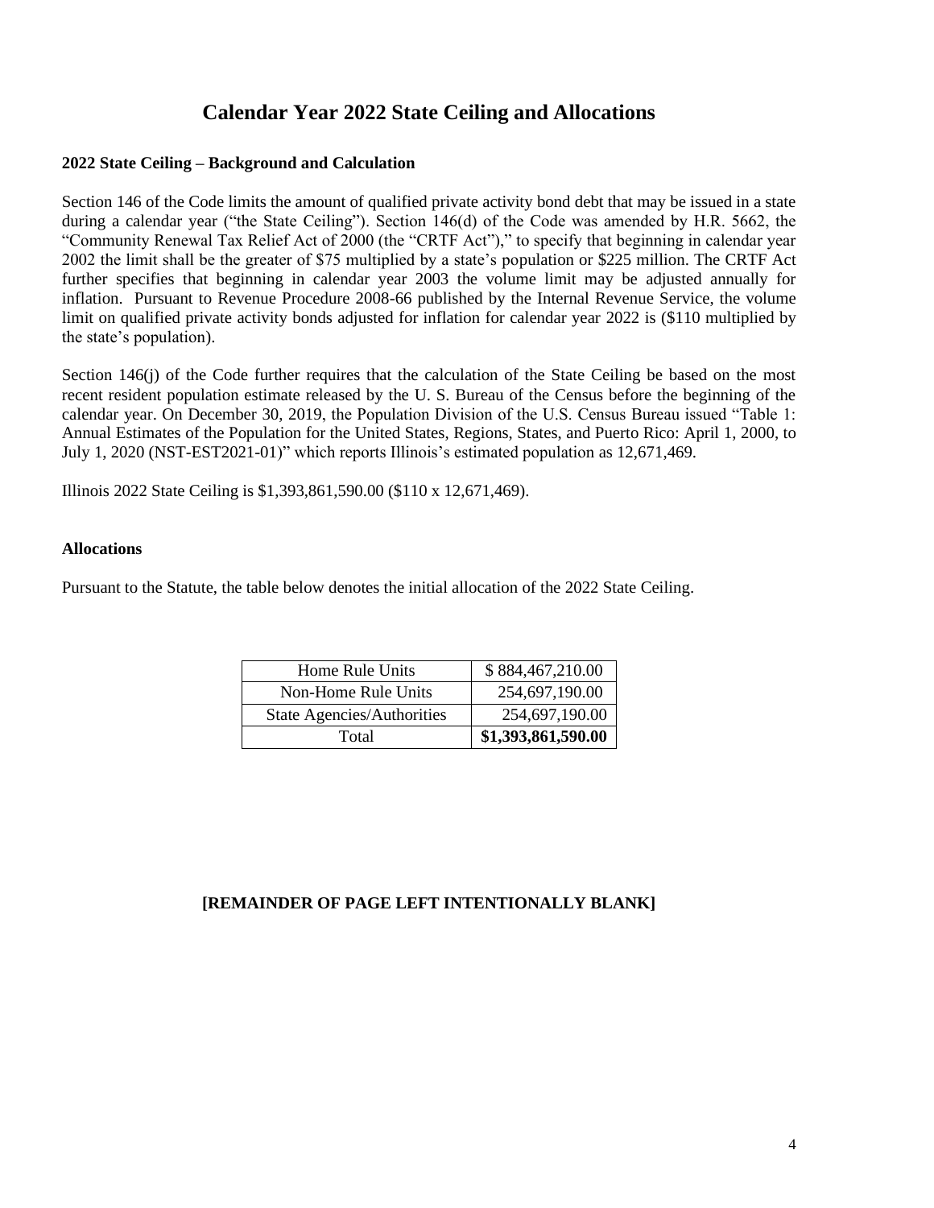# Calendar Year 2022 State Ceiling and Allocations

**2022 State Ceiling – Background and Calculation**

Section 146 of the Code limits the amount of qualified private activity bond debt that may be issued in a state during a calendar year ("the State Ceiling"). Section 146(d) of the Code was amended by H.R. 5662, the "Community Renewal Tax Relief Act of 2000 (the "CRTF Act")," to specify that beginning in calendar year 2002 the limit shall be the greater of $75 multiplied by a state's population or $225 million. The CRTF Act further specifies that beginning in calendar year 2003 the volume limit may be adjusted annually for inflation. Pursuant to Revenue Procedure 2008-66 published by the Internal Revenue Service, the volume limit on qualified private activity bonds adjusted for inflation for calendar year 2022 is ($110 multiplied by the state's population).

Section 146(j) of the Code further requires that the calculation of the State Ceiling be based on the most recent resident population estimate released by the U. S. Bureau of the Census before the beginning of the calendar year. On December 30, 2019, the Population Division of the U.S. Census Bureau issued "Table 1: Annual Estimates of the Population for the United States, Regions, States, and Puerto Rico: April 1, 2000, to July 1, 2020 (NST-EST2021-01)" which reports Illinois's estimated population as 12,671,469.

Illinois 2022 State Ceiling is $1,393,861,590.00 ($110 x 12,671,469).

**Allocations**

Pursuant to the Statute, the table below denotes the initial allocation of the 2022 State Ceiling.

| | |
|---|---|
| Home Rule Units | $ 884,467,210.00 |
| Non-Home Rule Units | 254,697,190.00 |
| State Agencies/Authorities | 254,697,190.00 |
| Total | **$1,393,861,590.00** |

**[REMAINDER OF PAGE LEFT INTENTIONALLY BLANK]**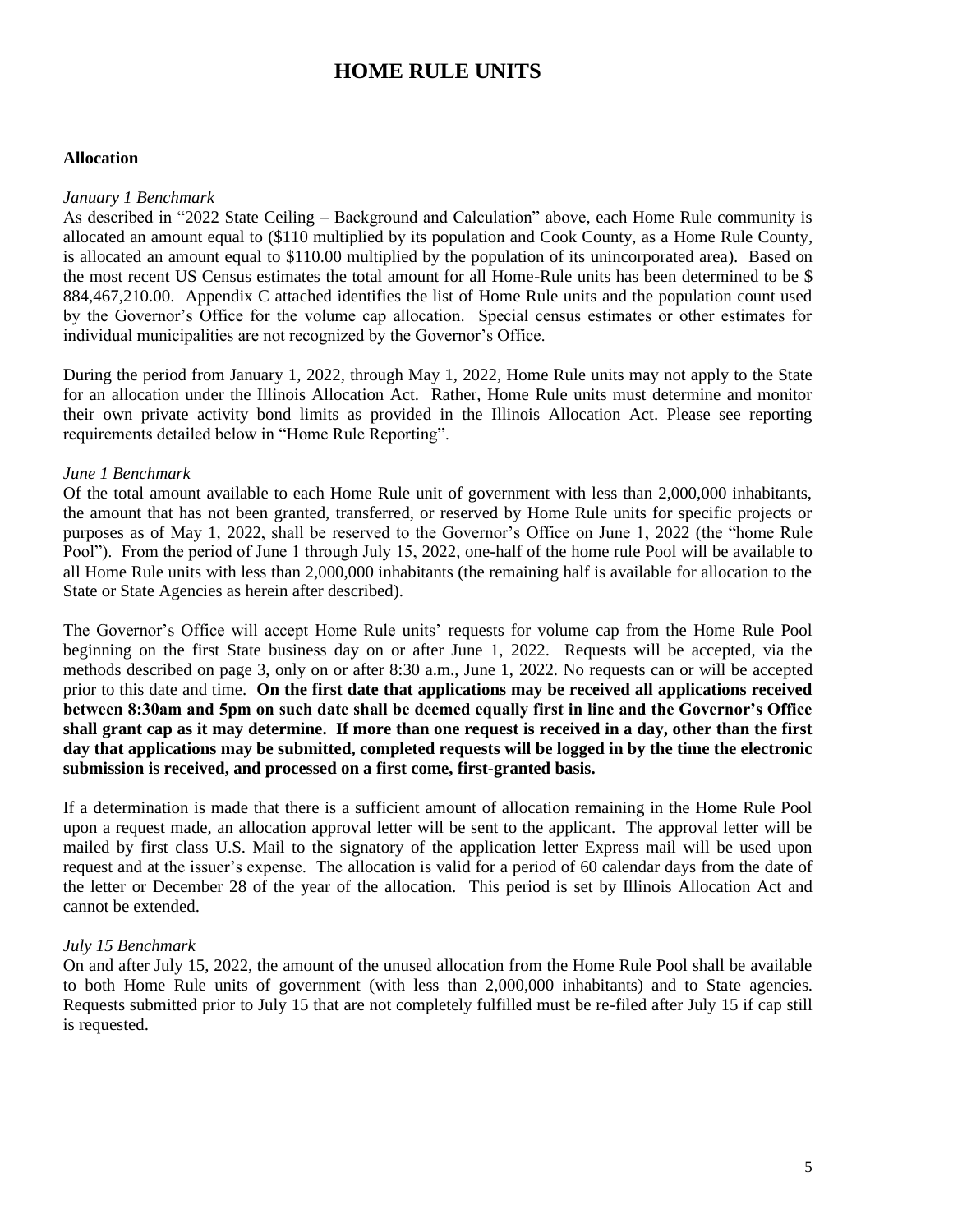# HOME RULE UNITS

**Allocation**

*January 1 Benchmark*

As described in "2022 State Ceiling – Background and Calculation" above, each Home Rule community is allocated an amount equal to ($110 multiplied by its population and Cook County, as a Home Rule County, is allocated an amount equal to $110.00 multiplied by the population of its unincorporated area). Based on the most recent US Census estimates the total amount for all Home-Rule units has been determined to be $ 884,467,210.00. Appendix C attached identifies the list of Home Rule units and the population count used by the Governor's Office for the volume cap allocation. Special census estimates or other estimates for individual municipalities are not recognized by the Governor's Office.

During the period from January 1, 2022, through May 1, 2022, Home Rule units may not apply to the State for an allocation under the Illinois Allocation Act. Rather, Home Rule units must determine and monitor their own private activity bond limits as provided in the Illinois Allocation Act. Please see reporting requirements detailed below in "Home Rule Reporting".

*June 1 Benchmark*

Of the total amount available to each Home Rule unit of government with less than 2,000,000 inhabitants, the amount that has not been granted, transferred, or reserved by Home Rule units for specific projects or purposes as of May 1, 2022, shall be reserved to the Governor's Office on June 1, 2022 (the "home Rule Pool"). From the period of June 1 through July 15, 2022, one-half of the home rule Pool will be available to all Home Rule units with less than 2,000,000 inhabitants (the remaining half is available for allocation to the State or State Agencies as herein after described).

The Governor's Office will accept Home Rule units' requests for volume cap from the Home Rule Pool beginning on the first State business day on or after June 1, 2022. Requests will be accepted, via the methods described on page 3, only on or after 8:30 a.m., June 1, 2022. No requests can or will be accepted prior to this date and time. **On the first date that applications may be received all applications received between 8:30am and 5pm on such date shall be deemed equally first in line and the Governor's Office shall grant cap as it may determine. If more than one request is received in a day, other than the first day that applications may be submitted, completed requests will be logged in by the time the electronic submission is received, and processed on a first come, first-granted basis.**

If a determination is made that there is a sufficient amount of allocation remaining in the Home Rule Pool upon a request made, an allocation approval letter will be sent to the applicant. The approval letter will be mailed by first class U.S. Mail to the signatory of the application letter Express mail will be used upon request and at the issuer's expense. The allocation is valid for a period of 60 calendar days from the date of the letter or December 28 of the year of the allocation. This period is set by Illinois Allocation Act and cannot be extended.

*July 15 Benchmark*

On and after July 15, 2022, the amount of the unused allocation from the Home Rule Pool shall be available to both Home Rule units of government (with less than 2,000,000 inhabitants) and to State agencies. Requests submitted prior to July 15 that are not completely fulfilled must be re-filed after July 15 if cap still is requested.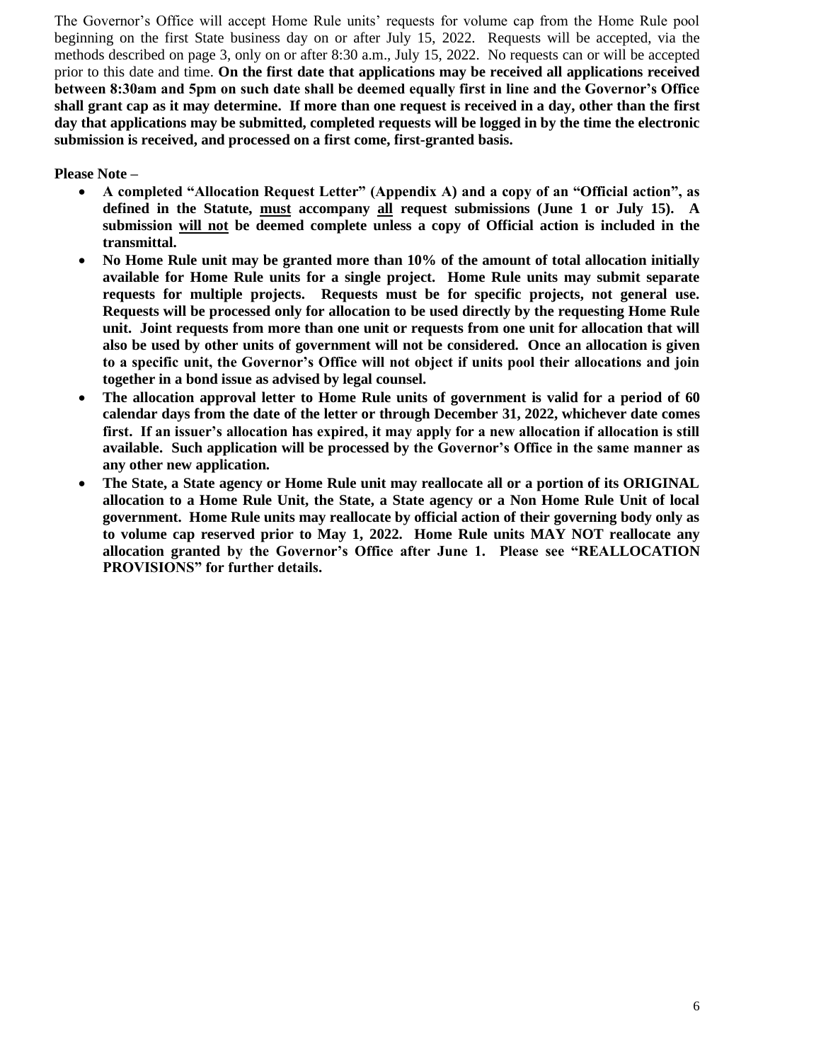The Governor's Office will accept Home Rule units' requests for volume cap from the Home Rule pool beginning on the first State business day on or after July 15, 2022. Requests will be accepted, via the methods described on page 3, only on or after 8:30 a.m., July 15, 2022. No requests can or will be accepted prior to this date and time. **On the first date that applications may be received all applications received between 8:30am and 5pm on such date shall be deemed equally first in line and the Governor's Office shall grant cap as it may determine. If more than one request is received in a day, other than the first day that applications may be submitted, completed requests will be logged in by the time the electronic submission is received, and processed on a first come, first-granted basis.**

**Please Note –**

- **A completed "Allocation Request Letter" (Appendix A) and a copy of an "Official action", as defined in the Statute, <u>must</u> accompany <u>all</u> request submissions (June 1 or July 15). A submission <u>will not</u> be deemed complete unless a copy of Official action is included in the transmittal.**
- **No Home Rule unit may be granted more than 10% of the amount of total allocation initially available for Home Rule units for a single project. Home Rule units may submit separate requests for multiple projects. Requests must be for specific projects, not general use. Requests will be processed only for allocation to be used directly by the requesting Home Rule unit. Joint requests from more than one unit or requests from one unit for allocation that will also be used by other units of government will not be considered. Once an allocation is given to a specific unit, the Governor's Office will not object if units pool their allocations and join together in a bond issue as advised by legal counsel.**
- **The allocation approval letter to Home Rule units of government is valid for a period of 60 calendar days from the date of the letter or through December 31, 2022, whichever date comes first. If an issuer's allocation has expired, it may apply for a new allocation if allocation is still available. Such application will be processed by the Governor's Office in the same manner as any other new application.**
- **The State, a State agency or Home Rule unit may reallocate all or a portion of its ORIGINAL allocation to a Home Rule Unit, the State, a State agency or a Non Home Rule Unit of local government. Home Rule units may reallocate by official action of their governing body only as to volume cap reserved prior to May 1, 2022. Home Rule units MAY NOT reallocate any allocation granted by the Governor's Office after June 1. Please see "REALLOCATION PROVISIONS" for further details.**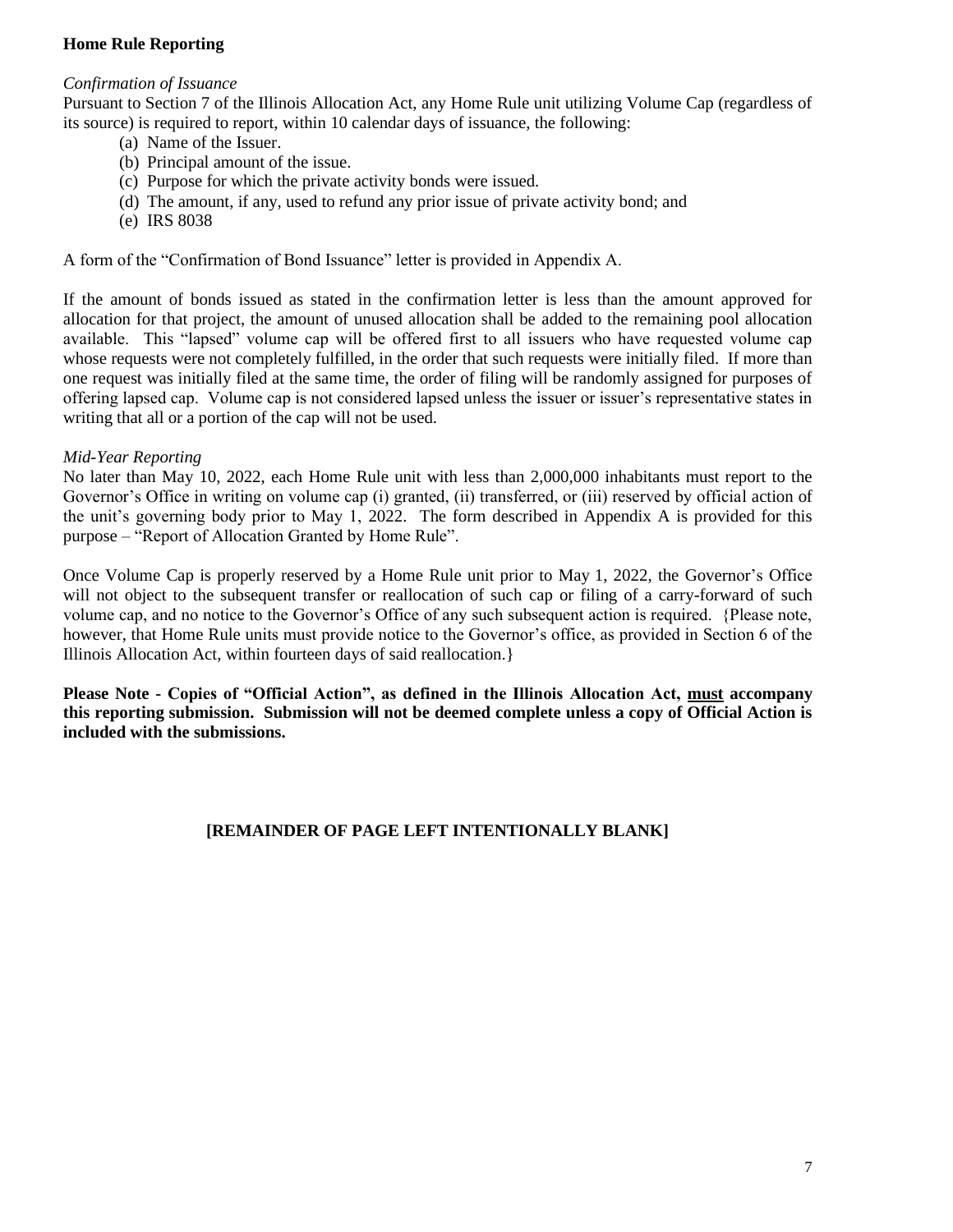**Home Rule Reporting**

*Confirmation of Issuance*

Pursuant to Section 7 of the Illinois Allocation Act, any Home Rule unit utilizing Volume Cap (regardless of its source) is required to report, within 10 calendar days of issuance, the following:

(a) Name of the Issuer.
(b) Principal amount of the issue.
(c) Purpose for which the private activity bonds were issued.
(d) The amount, if any, used to refund any prior issue of private activity bond; and
(e) IRS 8038

A form of the "Confirmation of Bond Issuance" letter is provided in Appendix A.

If the amount of bonds issued as stated in the confirmation letter is less than the amount approved for allocation for that project, the amount of unused allocation shall be added to the remaining pool allocation available. This "lapsed" volume cap will be offered first to all issuers who have requested volume cap whose requests were not completely fulfilled, in the order that such requests were initially filed. If more than one request was initially filed at the same time, the order of filing will be randomly assigned for purposes of offering lapsed cap. Volume cap is not considered lapsed unless the issuer or issuer's representative states in writing that all or a portion of the cap will not be used.

*Mid-Year Reporting*

No later than May 10, 2022, each Home Rule unit with less than 2,000,000 inhabitants must report to the Governor's Office in writing on volume cap (i) granted, (ii) transferred, or (iii) reserved by official action of the unit's governing body prior to May 1, 2022. The form described in Appendix A is provided for this purpose – "Report of Allocation Granted by Home Rule".

Once Volume Cap is properly reserved by a Home Rule unit prior to May 1, 2022, the Governor's Office will not object to the subsequent transfer or reallocation of such cap or filing of a carry-forward of such volume cap, and no notice to the Governor's Office of any such subsequent action is required. {Please note, however, that Home Rule units must provide notice to the Governor's office, as provided in Section 6 of the Illinois Allocation Act, within fourteen days of said reallocation.}

**Please Note - Copies of "Official Action", as defined in the Illinois Allocation Act, <u>must</u> accompany this reporting submission. Submission will not be deemed complete unless a copy of Official Action is included with the submissions.**

**[REMAINDER OF PAGE LEFT INTENTIONALLY BLANK]**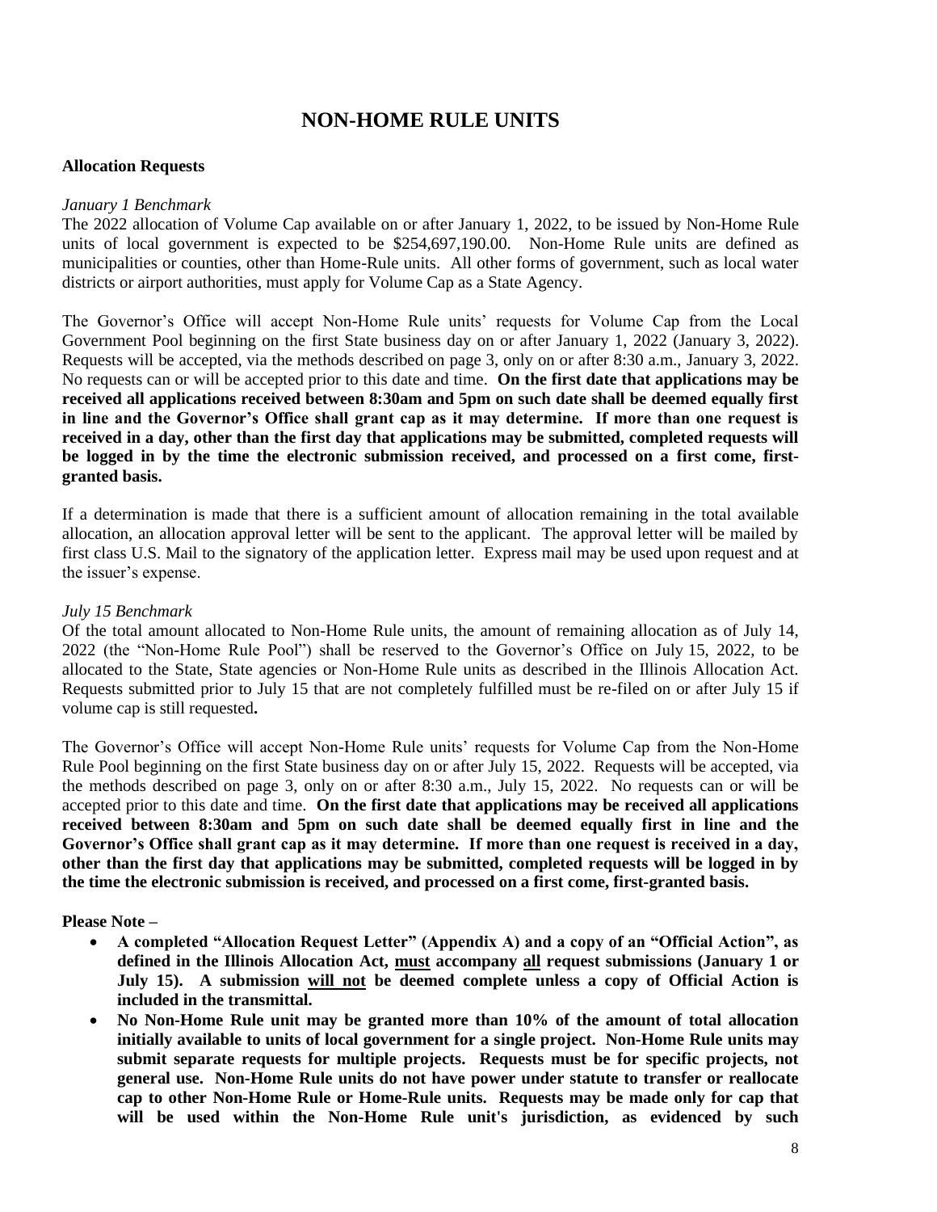# NON-HOME RULE UNITS

**Allocation Requests**

*January 1 Benchmark*

The 2022 allocation of Volume Cap available on or after January 1, 2022, to be issued by Non-Home Rule units of local government is expected to be $254,697,190.00. Non-Home Rule units are defined as municipalities or counties, other than Home-Rule units. All other forms of government, such as local water districts or airport authorities, must apply for Volume Cap as a State Agency.

The Governor's Office will accept Non-Home Rule units' requests for Volume Cap from the Local Government Pool beginning on the first State business day on or after January 1, 2022 (January 3, 2022). Requests will be accepted, via the methods described on page 3, only on or after 8:30 a.m., January 3, 2022. No requests can or will be accepted prior to this date and time. **On the first date that applications may be received all applications received between 8:30am and 5pm on such date shall be deemed equally first in line and the Governor's Office shall grant cap as it may determine. If more than one request is received in a day, other than the first day that applications may be submitted, completed requests will be logged in by the time the electronic submission received, and processed on a first come, first-granted basis.**

If a determination is made that there is a sufficient amount of allocation remaining in the total available allocation, an allocation approval letter will be sent to the applicant. The approval letter will be mailed by first class U.S. Mail to the signatory of the application letter. Express mail may be used upon request and at the issuer's expense.

*July 15 Benchmark*

Of the total amount allocated to Non-Home Rule units, the amount of remaining allocation as of July 14, 2022 (the "Non-Home Rule Pool") shall be reserved to the Governor's Office on July 15, 2022, to be allocated to the State, State agencies or Non-Home Rule units as described in the Illinois Allocation Act. Requests submitted prior to July 15 that are not completely fulfilled must be re-filed on or after July 15 if volume cap is still requested**.**

The Governor's Office will accept Non-Home Rule units' requests for Volume Cap from the Non-Home Rule Pool beginning on the first State business day on or after July 15, 2022. Requests will be accepted, via the methods described on page 3, only on or after 8:30 a.m., July 15, 2022. No requests can or will be accepted prior to this date and time. **On the first date that applications may be received all applications received between 8:30am and 5pm on such date shall be deemed equally first in line and the Governor's Office shall grant cap as it may determine. If more than one request is received in a day, other than the first day that applications may be submitted, completed requests will be logged in by the time the electronic submission is received, and processed on a first come, first-granted basis.**

**Please Note –**

- **A completed "Allocation Request Letter" (Appendix A) and a copy of an "Official Action", as defined in the Illinois Allocation Act, <u>must</u> accompany <u>all</u> request submissions (January 1 or July 15). A submission <u>will not</u> be deemed complete unless a copy of Official Action is included in the transmittal.**
- **No Non-Home Rule unit may be granted more than 10% of the amount of total allocation initially available to units of local government for a single project. Non-Home Rule units may submit separate requests for multiple projects. Requests must be for specific projects, not general use. Non-Home Rule units do not have power under statute to transfer or reallocate cap to other Non-Home Rule or Home-Rule units. Requests may be made only for cap that will be used within the Non-Home Rule unit's jurisdiction, as evidenced by such**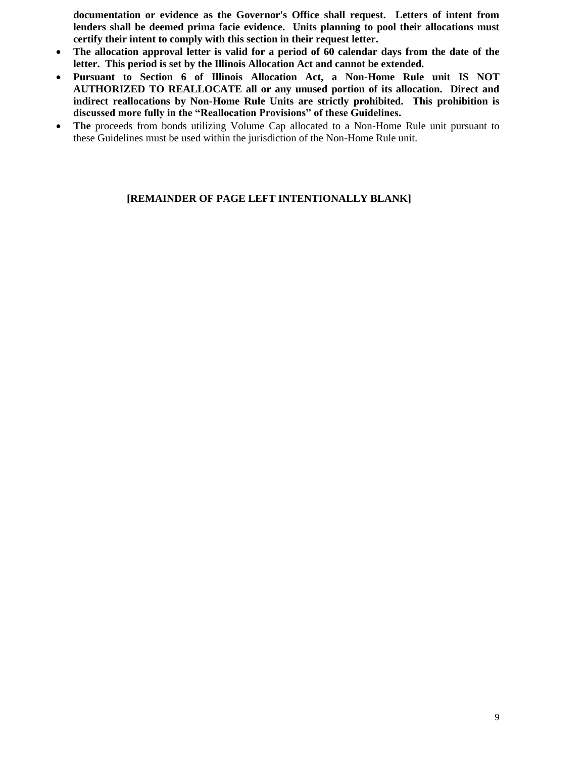**documentation or evidence as the Governor's Office shall request. Letters of intent from lenders shall be deemed prima facie evidence. Units planning to pool their allocations must certify their intent to comply with this section in their request letter.**

- **The allocation approval letter is valid for a period of 60 calendar days from the date of the letter. This period is set by the Illinois Allocation Act and cannot be extended.**
- **Pursuant to Section 6 of Illinois Allocation Act, a Non-Home Rule unit IS NOT AUTHORIZED TO REALLOCATE all or any unused portion of its allocation. Direct and indirect reallocations by Non-Home Rule Units are strictly prohibited. This prohibition is discussed more fully in the "Reallocation Provisions" of these Guidelines.**
- **The** proceeds from bonds utilizing Volume Cap allocated to a Non-Home Rule unit pursuant to these Guidelines must be used within the jurisdiction of the Non-Home Rule unit.

**[REMAINDER OF PAGE LEFT INTENTIONALLY BLANK]**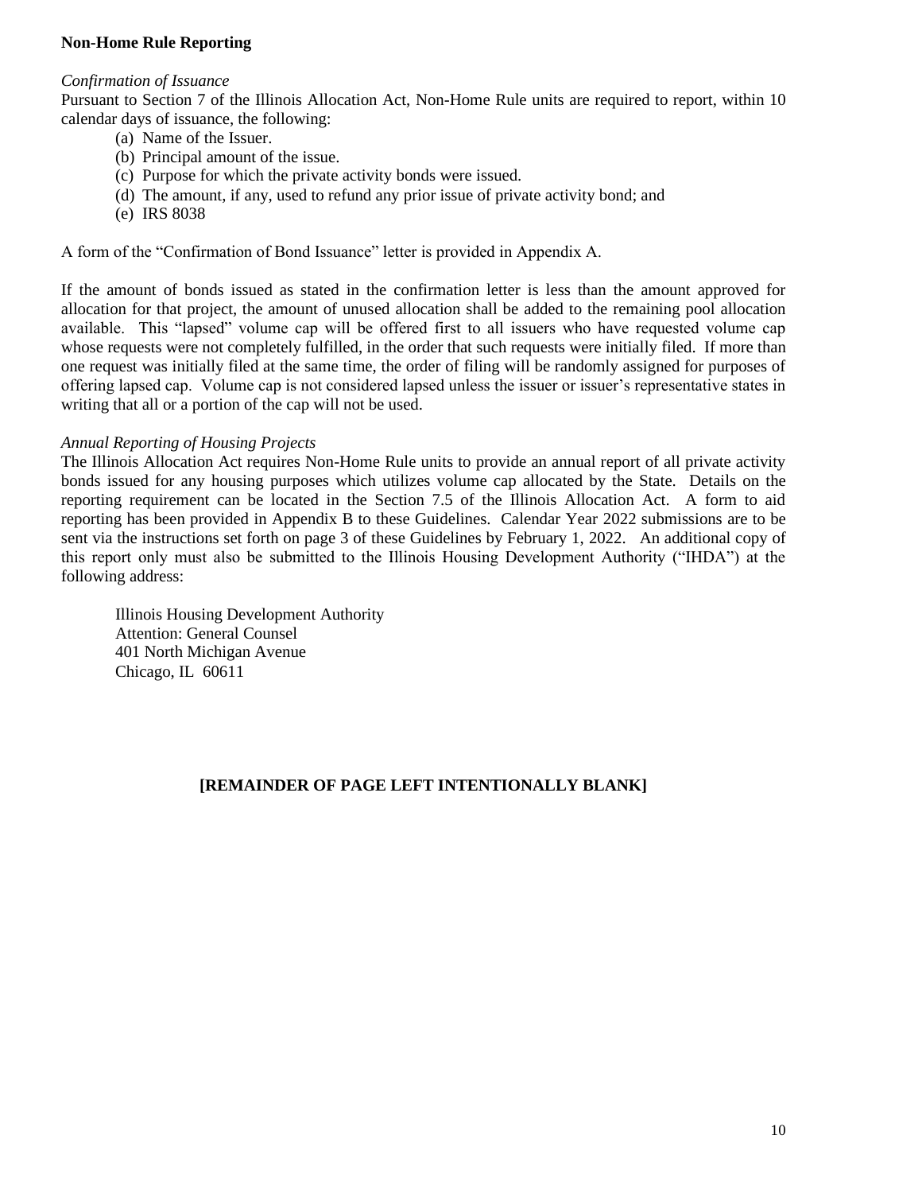**Non-Home Rule Reporting**

*Confirmation of Issuance*

Pursuant to Section 7 of the Illinois Allocation Act, Non-Home Rule units are required to report, within 10 calendar days of issuance, the following:

(a) Name of the Issuer.
(b) Principal amount of the issue.
(c) Purpose for which the private activity bonds were issued.
(d) The amount, if any, used to refund any prior issue of private activity bond; and
(e) IRS 8038

A form of the "Confirmation of Bond Issuance" letter is provided in Appendix A.

If the amount of bonds issued as stated in the confirmation letter is less than the amount approved for allocation for that project, the amount of unused allocation shall be added to the remaining pool allocation available. This "lapsed" volume cap will be offered first to all issuers who have requested volume cap whose requests were not completely fulfilled, in the order that such requests were initially filed. If more than one request was initially filed at the same time, the order of filing will be randomly assigned for purposes of offering lapsed cap. Volume cap is not considered lapsed unless the issuer or issuer's representative states in writing that all or a portion of the cap will not be used.

*Annual Reporting of Housing Projects*

The Illinois Allocation Act requires Non-Home Rule units to provide an annual report of all private activity bonds issued for any housing purposes which utilizes volume cap allocated by the State. Details on the reporting requirement can be located in the Section 7.5 of the Illinois Allocation Act. A form to aid reporting has been provided in Appendix B to these Guidelines. Calendar Year 2022 submissions are to be sent via the instructions set forth on page 3 of these Guidelines by February 1, 2022. An additional copy of this report only must also be submitted to the Illinois Housing Development Authority ("IHDA") at the following address:

Illinois Housing Development Authority
Attention: General Counsel
401 North Michigan Avenue
Chicago, IL 60611

**[REMAINDER OF PAGE LEFT INTENTIONALLY BLANK]**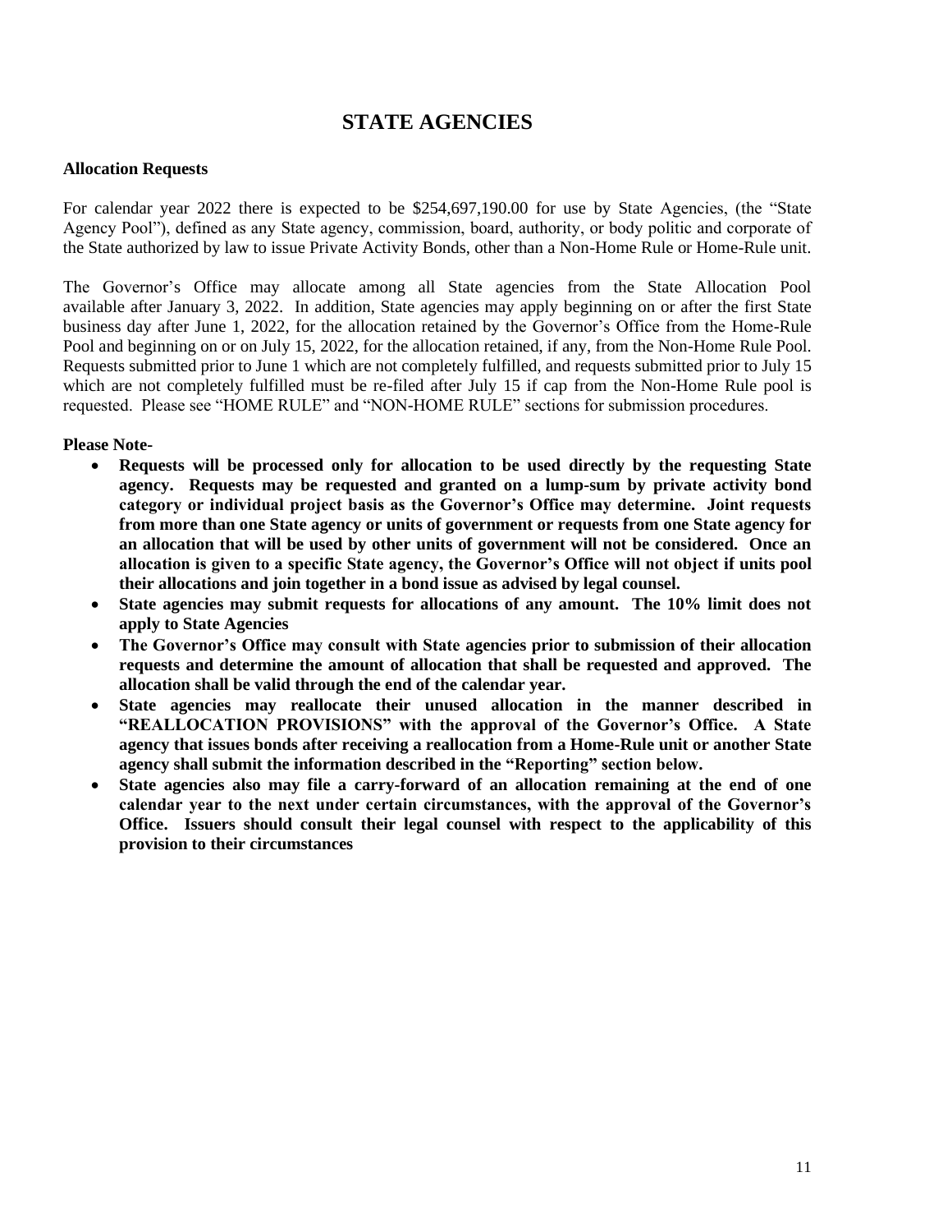# STATE AGENCIES

**Allocation Requests**

For calendar year 2022 there is expected to be $254,697,190.00 for use by State Agencies, (the "State Agency Pool"), defined as any State agency, commission, board, authority, or body politic and corporate of the State authorized by law to issue Private Activity Bonds, other than a Non-Home Rule or Home-Rule unit.

The Governor's Office may allocate among all State agencies from the State Allocation Pool available after January 3, 2022. In addition, State agencies may apply beginning on or after the first State business day after June 1, 2022, for the allocation retained by the Governor's Office from the Home-Rule Pool and beginning on or on July 15, 2022, for the allocation retained, if any, from the Non-Home Rule Pool. Requests submitted prior to June 1 which are not completely fulfilled, and requests submitted prior to July 15 which are not completely fulfilled must be re-filed after July 15 if cap from the Non-Home Rule pool is requested. Please see "HOME RULE" and "NON-HOME RULE" sections for submission procedures.

**Please Note-**

- **Requests will be processed only for allocation to be used directly by the requesting State agency. Requests may be requested and granted on a lump-sum by private activity bond category or individual project basis as the Governor's Office may determine. Joint requests from more than one State agency or units of government or requests from one State agency for an allocation that will be used by other units of government will not be considered. Once an allocation is given to a specific State agency, the Governor's Office will not object if units pool their allocations and join together in a bond issue as advised by legal counsel.**
- **State agencies may submit requests for allocations of any amount. The 10% limit does not apply to State Agencies**
- **The Governor's Office may consult with State agencies prior to submission of their allocation requests and determine the amount of allocation that shall be requested and approved. The allocation shall be valid through the end of the calendar year.**
- **State agencies may reallocate their unused allocation in the manner described in "REALLOCATION PROVISIONS" with the approval of the Governor's Office. A State agency that issues bonds after receiving a reallocation from a Home-Rule unit or another State agency shall submit the information described in the "Reporting" section below.**
- **State agencies also may file a carry-forward of an allocation remaining at the end of one calendar year to the next under certain circumstances, with the approval of the Governor's Office. Issuers should consult their legal counsel with respect to the applicability of this provision to their circumstances**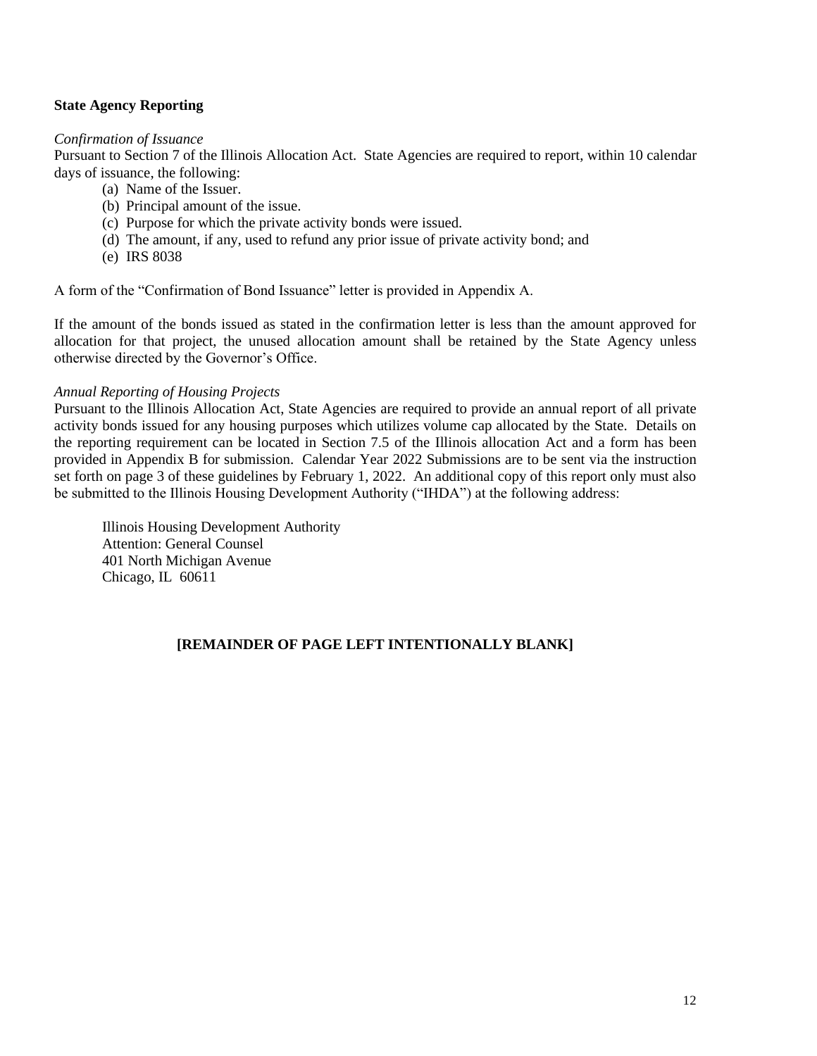**State Agency Reporting**

*Confirmation of Issuance*

Pursuant to Section 7 of the Illinois Allocation Act. State Agencies are required to report, within 10 calendar days of issuance, the following:

(a) Name of the Issuer.
(b) Principal amount of the issue.
(c) Purpose for which the private activity bonds were issued.
(d) The amount, if any, used to refund any prior issue of private activity bond; and
(e) IRS 8038

A form of the "Confirmation of Bond Issuance" letter is provided in Appendix A.

If the amount of the bonds issued as stated in the confirmation letter is less than the amount approved for allocation for that project, the unused allocation amount shall be retained by the State Agency unless otherwise directed by the Governor's Office.

*Annual Reporting of Housing Projects*

Pursuant to the Illinois Allocation Act, State Agencies are required to provide an annual report of all private activity bonds issued for any housing purposes which utilizes volume cap allocated by the State. Details on the reporting requirement can be located in Section 7.5 of the Illinois allocation Act and a form has been provided in Appendix B for submission. Calendar Year 2022 Submissions are to be sent via the instruction set forth on page 3 of these guidelines by February 1, 2022. An additional copy of this report only must also be submitted to the Illinois Housing Development Authority ("IHDA") at the following address:

Illinois Housing Development Authority
Attention: General Counsel
401 North Michigan Avenue
Chicago, IL 60611

**[REMAINDER OF PAGE LEFT INTENTIONALLY BLANK]**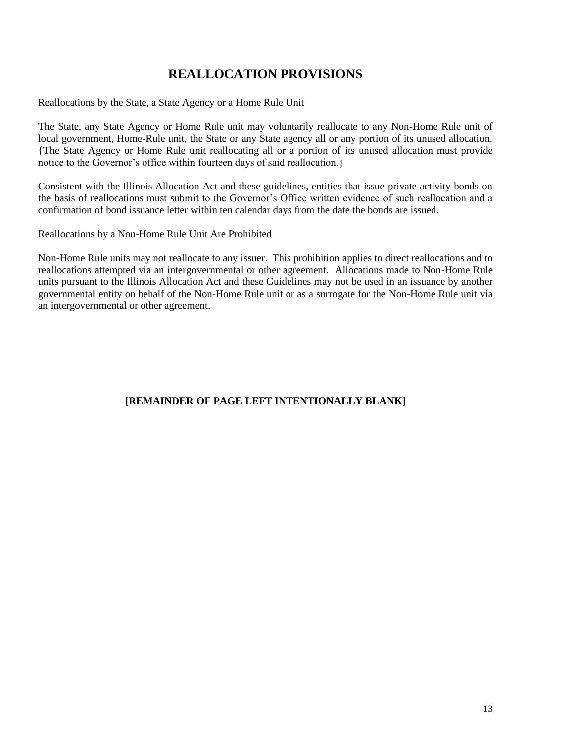# REALLOCATION PROVISIONS

Reallocations by the State, a State Agency or a Home Rule Unit

The State, any State Agency or Home Rule unit may voluntarily reallocate to any Non-Home Rule unit of local government, Home-Rule unit, the State or any State agency all or any portion of its unused allocation. {The State Agency or Home Rule unit reallocating all or a portion of its unused allocation must provide notice to the Governor's office within fourteen days of said reallocation.}

Consistent with the Illinois Allocation Act and these guidelines, entities that issue private activity bonds on the basis of reallocations must submit to the Governor's Office written evidence of such reallocation and a confirmation of bond issuance letter within ten calendar days from the date the bonds are issued.

Reallocations by a Non-Home Rule Unit Are Prohibited

Non-Home Rule units may not reallocate to any issuer. This prohibition applies to direct reallocations and to reallocations attempted via an intergovernmental or other agreement. Allocations made to Non-Home Rule units pursuant to the Illinois Allocation Act and these Guidelines may not be used in an issuance by another governmental entity on behalf of the Non-Home Rule unit or as a surrogate for the Non-Home Rule unit via an intergovernmental or other agreement.

**[REMAINDER OF PAGE LEFT INTENTIONALLY BLANK]**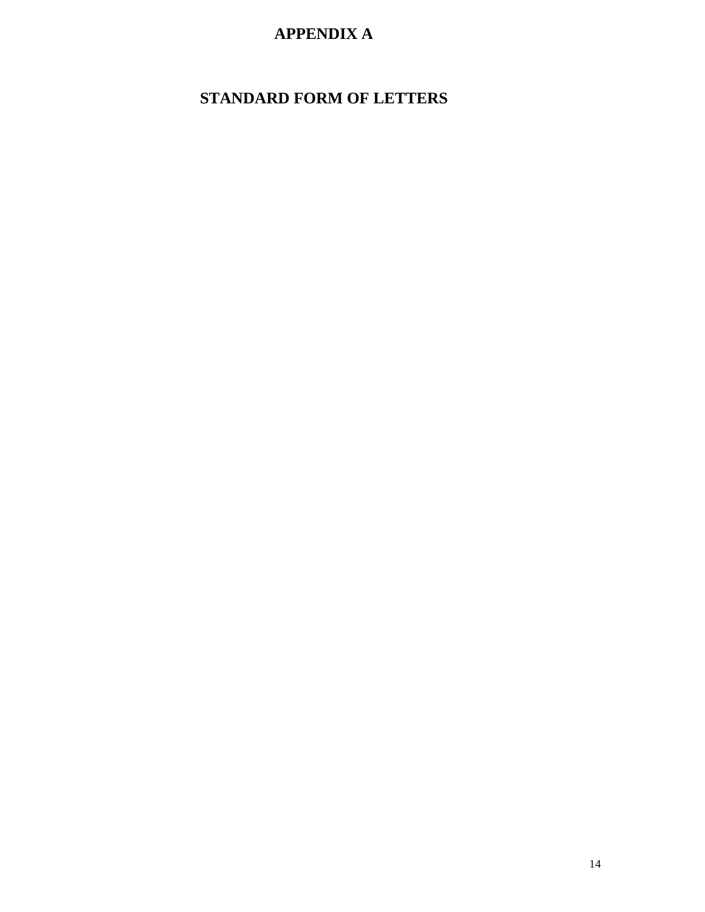# APPENDIX A

## STANDARD FORM OF LETTERS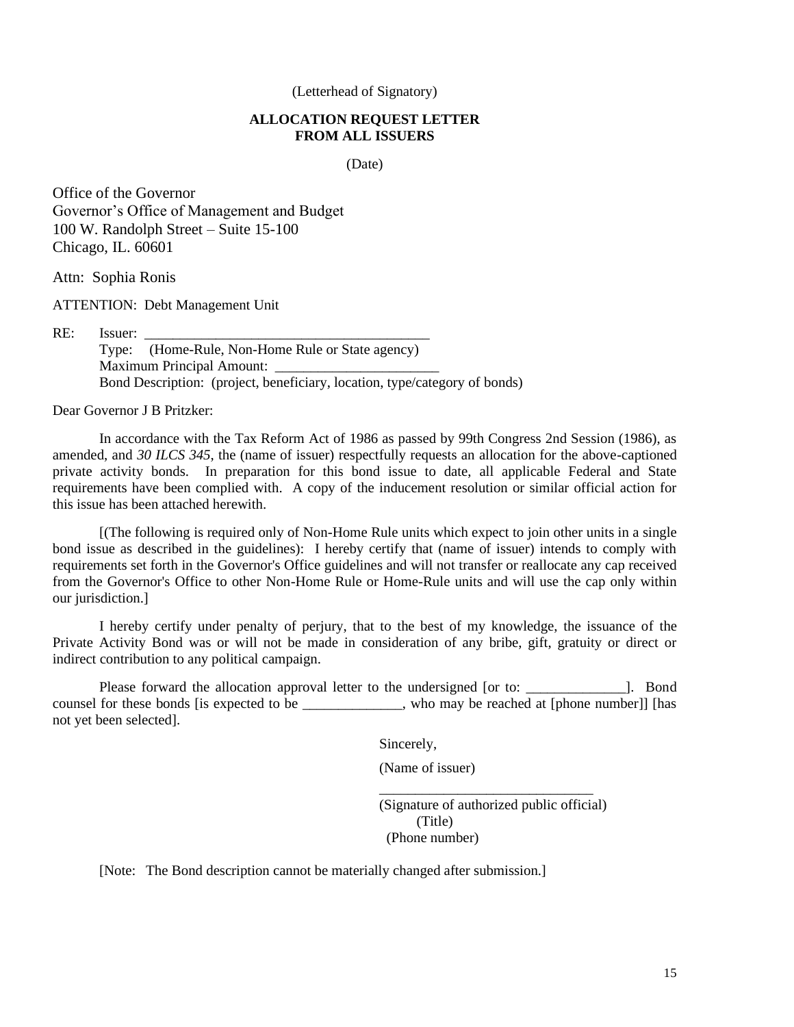(Letterhead of Signatory)

**ALLOCATION REQUEST LETTER**
**FROM ALL ISSUERS**

(Date)

Office of the Governor
Governor's Office of Management and Budget
100 W. Randolph Street – Suite 15-100
Chicago, IL. 60601

Attn: Sophia Ronis

ATTENTION: Debt Management Unit

RE: Issuer: ________________________________________
Type: (Home-Rule, Non-Home Rule or State agency)
Maximum Principal Amount: _______________________
Bond Description: (project, beneficiary, location, type/category of bonds)

Dear Governor J B Pritzker:

In accordance with the Tax Reform Act of 1986 as passed by 99th Congress 2nd Session (1986), as amended, and *30 ILCS 345*, the (name of issuer) respectfully requests an allocation for the above-captioned private activity bonds. In preparation for this bond issue to date, all applicable Federal and State requirements have been complied with. A copy of the inducement resolution or similar official action for this issue has been attached herewith.

[(The following is required only of Non-Home Rule units which expect to join other units in a single bond issue as described in the guidelines): I hereby certify that (name of issuer) intends to comply with requirements set forth in the Governor's Office guidelines and will not transfer or reallocate any cap received from the Governor's Office to other Non-Home Rule or Home-Rule units and will use the cap only within our jurisdiction.]

I hereby certify under penalty of perjury, that to the best of my knowledge, the issuance of the Private Activity Bond was or will not be made in consideration of any bribe, gift, gratuity or direct or indirect contribution to any political campaign.

Please forward the allocation approval letter to the undersigned [or to: ______________]. Bond counsel for these bonds [is expected to be ______________, who may be reached at [phone number]] [has not yet been selected].

Sincerely,

(Name of issuer)

______________________________
(Signature of authorized public official)
(Title)
(Phone number)

[Note: The Bond description cannot be materially changed after submission.]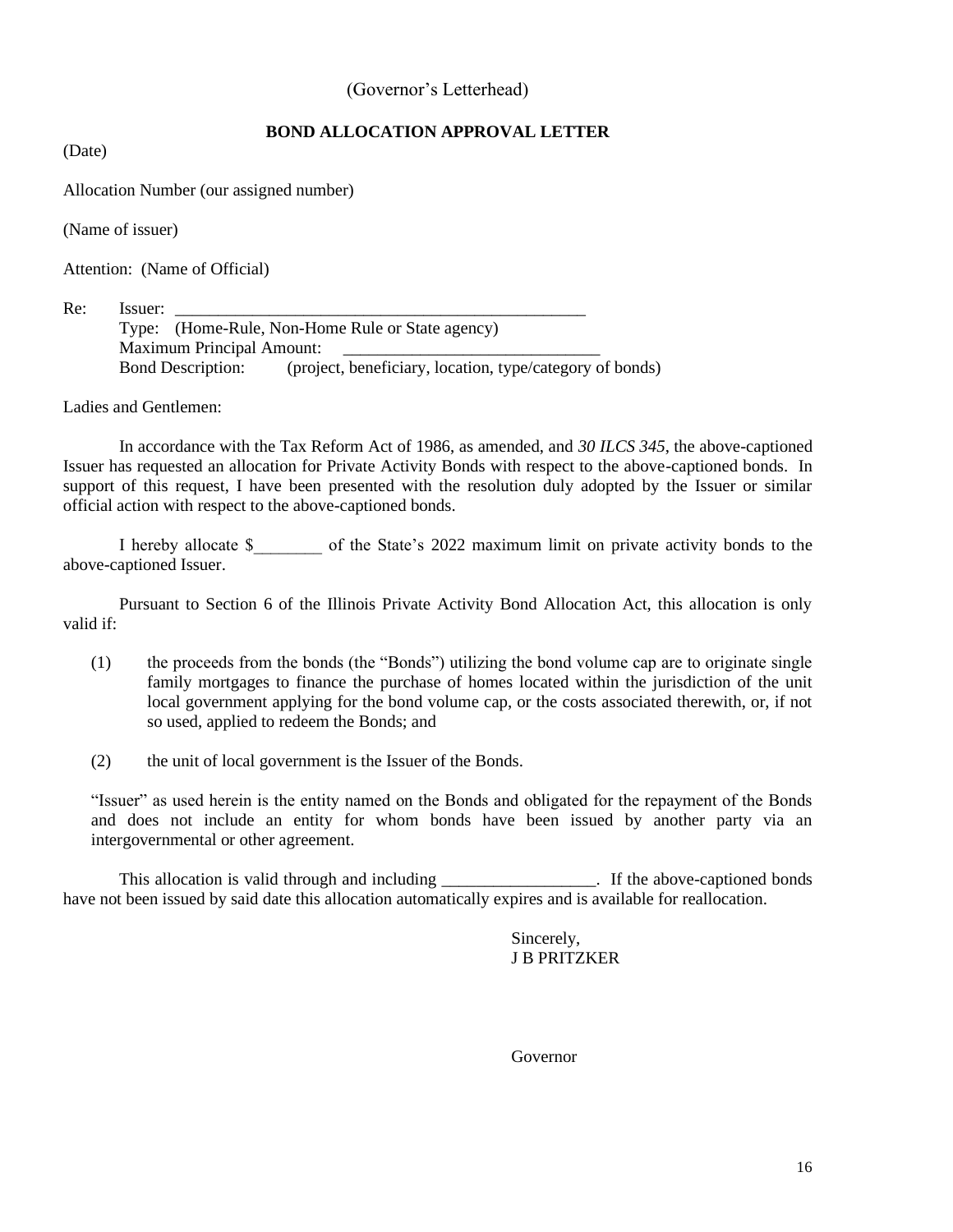(Governor's Letterhead)

**BOND ALLOCATION APPROVAL LETTER**

(Date)

Allocation Number (our assigned number)

(Name of issuer)

Attention: (Name of Official)

Re: Issuer: ___________________________________________________
Type: (Home-Rule, Non-Home Rule or State agency)
Maximum Principal Amount: ______________________________
Bond Description: (project, beneficiary, location, type/category of bonds)

Ladies and Gentlemen:

In accordance with the Tax Reform Act of 1986, as amended, and *30 ILCS 345*, the above-captioned Issuer has requested an allocation for Private Activity Bonds with respect to the above-captioned bonds. In support of this request, I have been presented with the resolution duly adopted by the Issuer or similar official action with respect to the above-captioned bonds.

I hereby allocate $________ of the State's 2022 maximum limit on private activity bonds to the above-captioned Issuer.

Pursuant to Section 6 of the Illinois Private Activity Bond Allocation Act, this allocation is only valid if:

(1) the proceeds from the bonds (the "Bonds") utilizing the bond volume cap are to originate single family mortgages to finance the purchase of homes located within the jurisdiction of the unit local government applying for the bond volume cap, or the costs associated therewith, or, if not so used, applied to redeem the Bonds; and

(2) the unit of local government is the Issuer of the Bonds.

"Issuer" as used herein is the entity named on the Bonds and obligated for the repayment of the Bonds and does not include an entity for whom bonds have been issued by another party via an intergovernmental or other agreement.

This allocation is valid through and including __________________. If the above-captioned bonds have not been issued by said date this allocation automatically expires and is available for reallocation.

Sincerely,
J B PRITZKER

Governor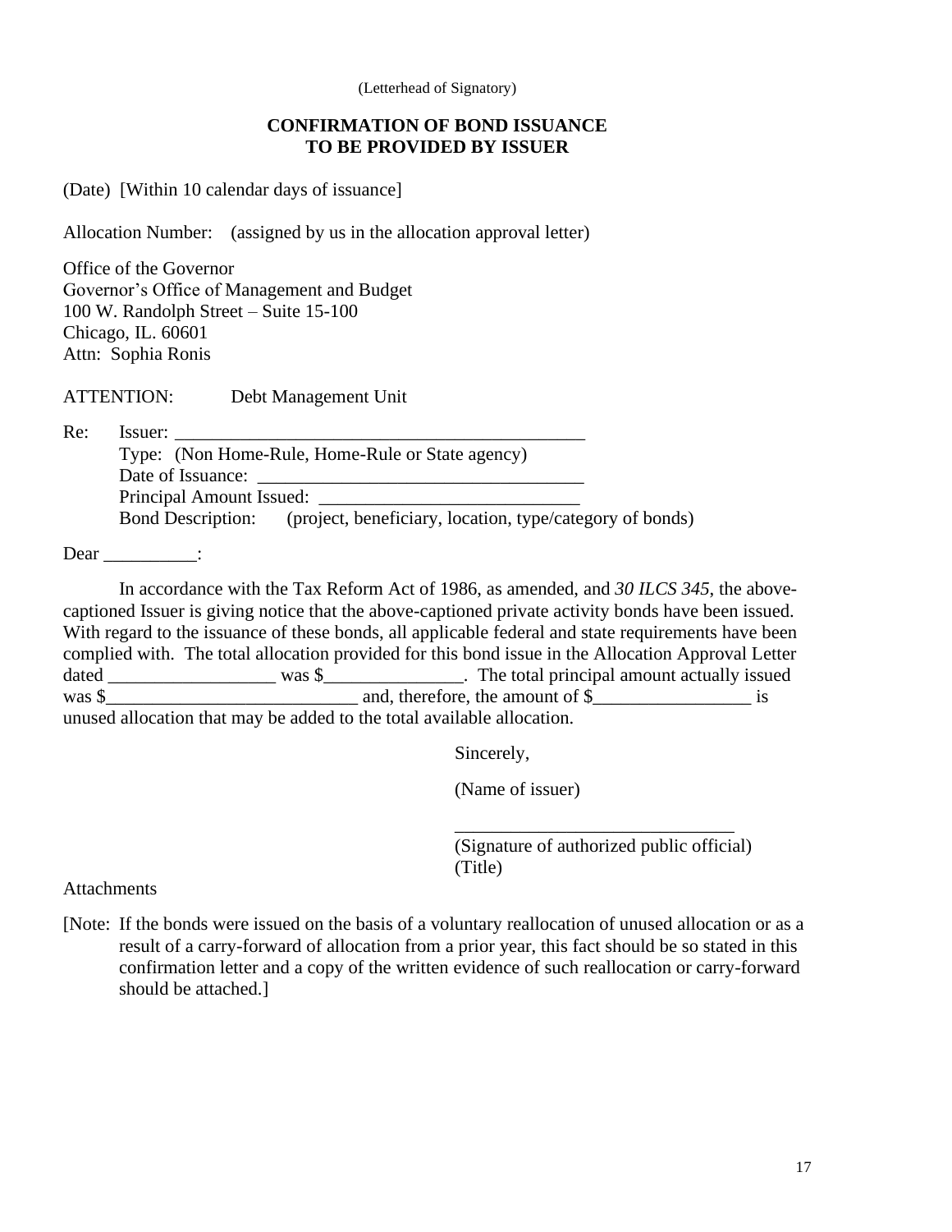(Letterhead of Signatory)

**CONFIRMATION OF BOND ISSUANCE**
**TO BE PROVIDED BY ISSUER**

(Date) [Within 10 calendar days of issuance]

Allocation Number: (assigned by us in the allocation approval letter)

Office of the Governor
Governor's Office of Management and Budget
100 W. Randolph Street – Suite 15-100
Chicago, IL. 60601
Attn: Sophia Ronis

ATTENTION: Debt Management Unit

Re: Issuer: ______________________________________________
Type: (Non Home-Rule, Home-Rule or State agency)
Date of Issuance: ___________________________________
Principal Amount Issued: ____________________________
Bond Description: (project, beneficiary, location, type/category of bonds)

Dear __________:

In accordance with the Tax Reform Act of 1986, as amended, and *30 ILCS 345*, the above-captioned Issuer is giving notice that the above-captioned private activity bonds have been issued. With regard to the issuance of these bonds, all applicable federal and state requirements have been complied with. The total allocation provided for this bond issue in the Allocation Approval Letter dated __________________ was $_______________. The total principal amount actually issued was $___________________________ and, therefore, the amount of $_________________ is unused allocation that may be added to the total available allocation.

Sincerely,

(Name of issuer)

______________________________
(Signature of authorized public official)
(Title)

Attachments

[Note: If the bonds were issued on the basis of a voluntary reallocation of unused allocation or as a result of a carry-forward of allocation from a prior year, this fact should be so stated in this confirmation letter and a copy of the written evidence of such reallocation or carry-forward should be attached.]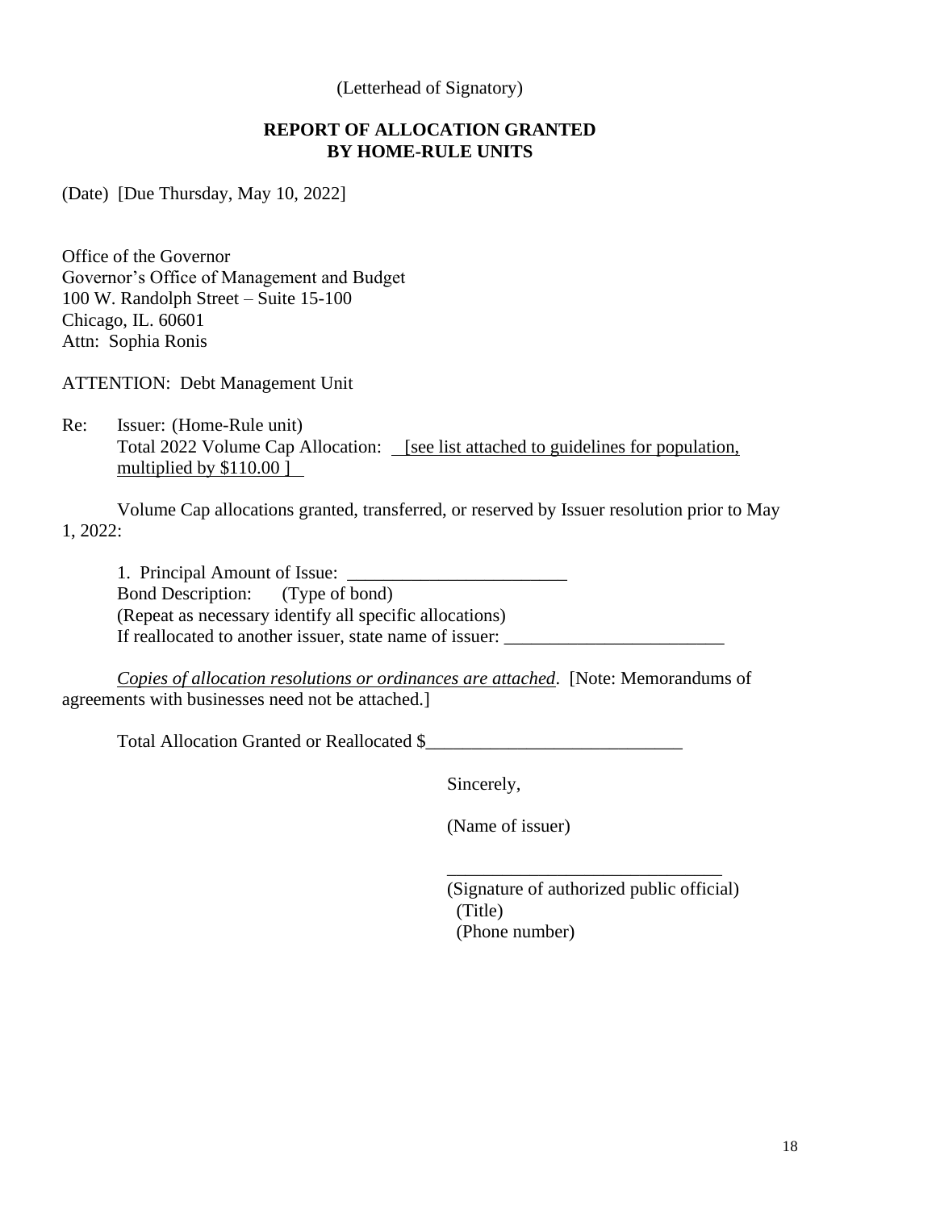(Letterhead of Signatory)

**REPORT OF ALLOCATION GRANTED BY HOME-RULE UNITS**

(Date) [Due Thursday, May 10, 2022]

Office of the Governor
Governor's Office of Management and Budget
100 W. Randolph Street – Suite 15-100
Chicago, IL. 60601
Attn: Sophia Ronis

ATTENTION: Debt Management Unit

Re: Issuer: (Home-Rule unit)
Total 2022 Volume Cap Allocation: [see list attached to guidelines for population, multiplied by $110.00 ]

Volume Cap allocations granted, transferred, or reserved by Issuer resolution prior to May 1, 2022:

1. Principal Amount of Issue: ________________________
Bond Description: (Type of bond)
(Repeat as necessary identify all specific allocations)
If reallocated to another issuer, state name of issuer: ________________________

*Copies of allocation resolutions or ordinances are attached*. [Note: Memorandums of agreements with businesses need not be attached.]

Total Allocation Granted or Reallocated $____________________________

Sincerely,

(Name of issuer)

______________________________
(Signature of authorized public official)
(Title)
(Phone number)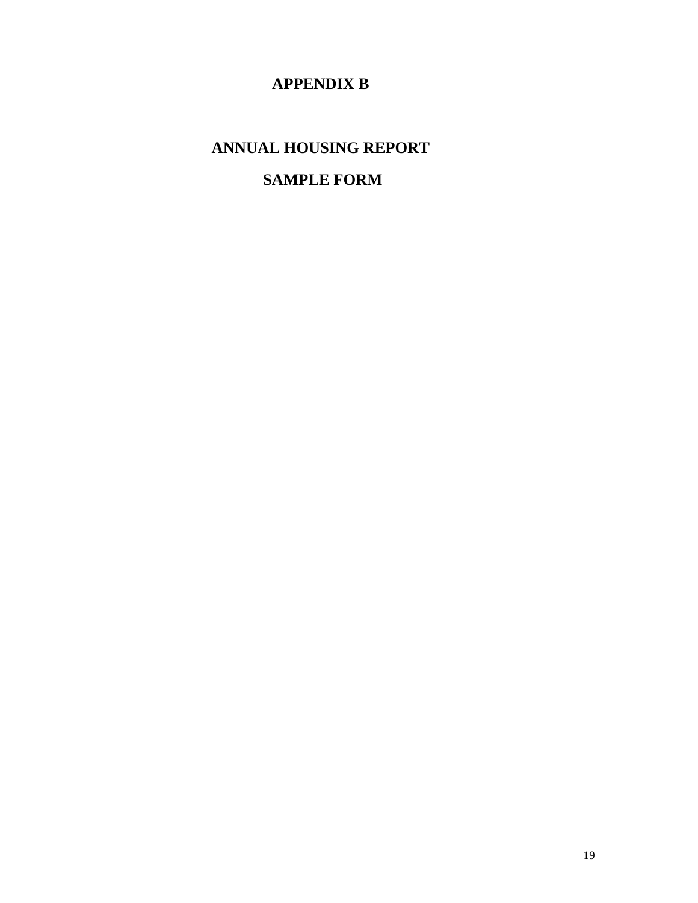# APPENDIX B

## ANNUAL HOUSING REPORT

## SAMPLE FORM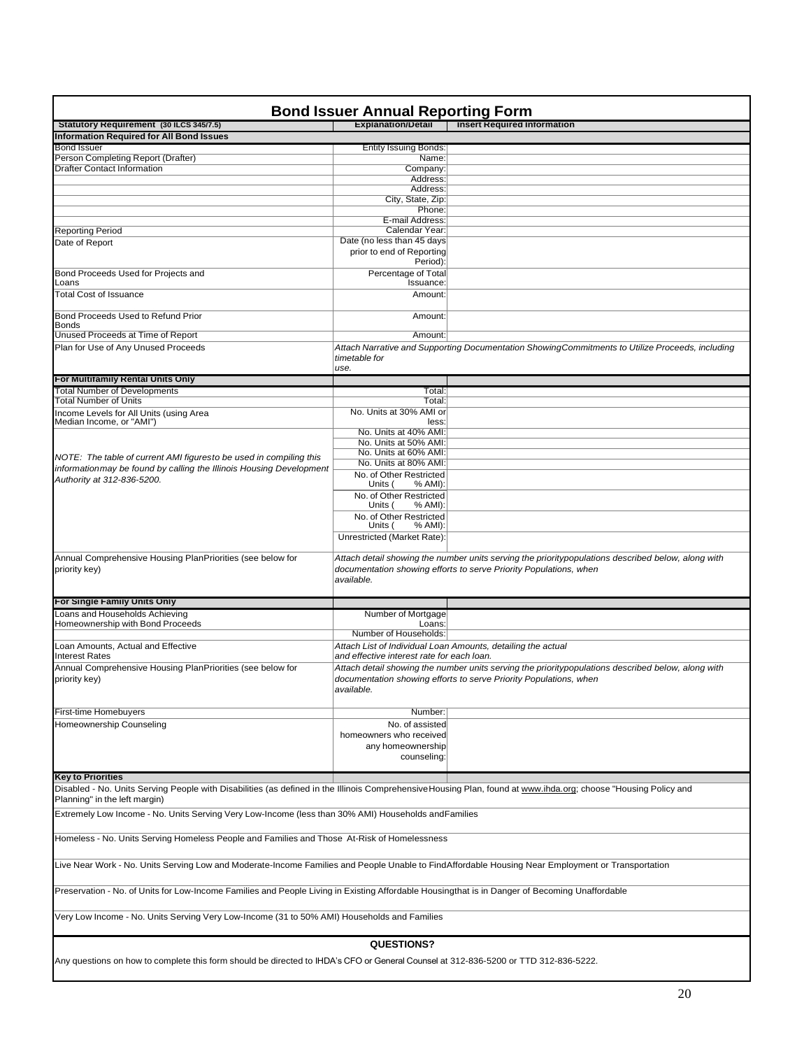# Bond Issuer Annual Reporting Form

| Statutory Requirement (30 ILCS 345/7.5) | Explanation/Detail | Insert Required Information |
|---|---|---|
| **Information Required for All Bond Issues** | | |
| Bond Issuer | Entity Issuing Bonds: | |
| Person Completing Report (Drafter) | Name: | |
| Drafter Contact Information | Company: | |
| | Address: | |
| | Address: | |
| | City, State, Zip: | |
| | Phone: | |
| | E-mail Address: | |
| Reporting Period | Calendar Year: | |
| Date of Report | Date (no less than 45 days prior to end of Reporting Period): | |
| Bond Proceeds Used for Projects and Loans | Percentage of Total Issuance: | |
| Total Cost of Issuance | Amount: | |
| Bond Proceeds Used to Refund Prior Bonds | Amount: | |
| Unused Proceeds at Time of Report | Amount: | |
| Plan for Use of Any Unused Proceeds | *Attach Narrative and Supporting Documentation Showing Commitments to Utilize Proceeds, including timetable for use.* | |
| **For Multifamily Rental Units Only** | | |
| Total Number of Developments | Total: | |
| Total Number of Units | Total: | |
| Income Levels for All Units (using Area Median Income, or "AMI") | No. Units at 30% AMI or less: | |
| | No. Units at 40% AMI: | |
| | No. Units at 50% AMI: | |
| *NOTE: The table of current AMI figures to be used in compiling this information may be found by calling the Illinois Housing Development Authority at 312-836-5200.* | No. Units at 60% AMI: | |
| | No. Units at 80% AMI: | |
| | No. of Other Restricted Units ( % AMI): | |
| | No. of Other Restricted Units ( % AMI): | |
| | No. of Other Restricted Units ( % AMI): | |
| | Unrestricted (Market Rate): | |
| Annual Comprehensive Housing Plan Priorities (see below for priority key) | *Attach detail showing the number units serving the priority populations described below, along with documentation showing efforts to serve Priority Populations, when available.* | |
| **For Single Family Units Only** | | |
| Loans and Households Achieving Homeownership with Bond Proceeds | Number of Mortgage Loans: | |
| | Number of Households: | |
| Loan Amounts, Actual and Effective Interest Rates | *Attach List of Individual Loan Amounts, detailing the actual and effective interest rate for each loan.* | |
| Annual Comprehensive Housing Plan Priorities (see below for priority key) | *Attach detail showing the number units serving the priority populations described below, along with documentation showing efforts to serve Priority Populations, when available.* | |
| First-time Homebuyers | Number: | |
| Homeownership Counseling | No. of assisted homeowners who received any homeownership counseling: | |
| **Key to Priorities** | | |

Disabled - No. Units Serving People with Disabilities (as defined in the Illinois Comprehensive Housing Plan, found at www.ihda.org; choose "Housing Policy and Planning" in the left margin)

Extremely Low Income - No. Units Serving Very Low-Income (less than 30% AMI) Households and Families

Homeless - No. Units Serving Homeless People and Families and Those At-Risk of Homelessness

Live Near Work - No. Units Serving Low and Moderate-Income Families and People Unable to Find Affordable Housing Near Employment or Transportation

Preservation - No. of Units for Low-Income Families and People Living in Existing Affordable Housing that is in Danger of Becoming Unaffordable

Very Low Income - No. Units Serving Very Low-Income (31 to 50% AMI) Households and Families

**QUESTIONS?**

Any questions on how to complete this form should be directed to IHDA's CFO or General Counsel at 312-836-5200 or TTD 312-836-5222.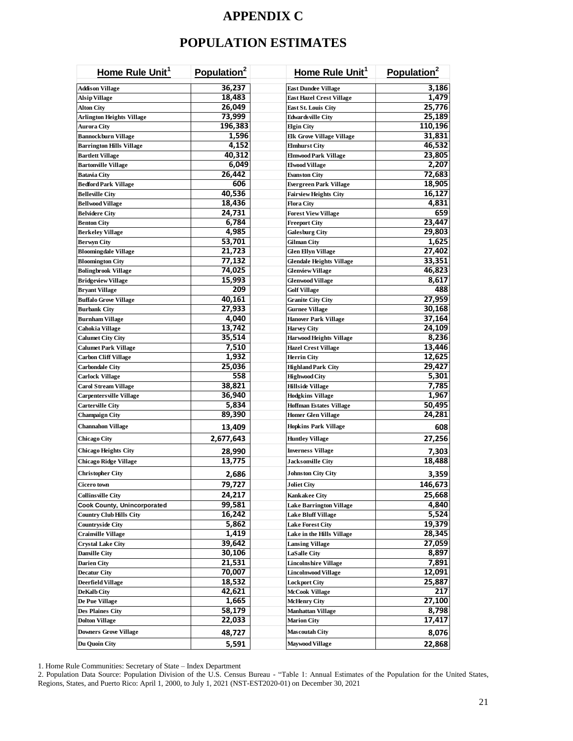# APPENDIX C

# POPULATION ESTIMATES

| Home Rule Unit[1] | Population[2] | Home Rule Unit[1] | Population[2] |
|---|---|---|---|
| Addison Village | 36,237 | East Dundee Village | 3,186 |
| Alsip Village | 18,483 | East Hazel Crest Village | 1,479 |
| Alton City | 26,049 | East St. Louis City | 25,776 |
| Arlington Heights Village | 73,999 | Edwardsville City | 25,189 |
| Aurora City | 196,383 | Elgin City | 110,196 |
| Bannockburn Village | 1,596 | Elk Grove Village Village | 31,831 |
| Barrington Hills Village | 4,152 | Elmhurst City | 46,532 |
| Bartlett Village | 40,312 | Elmwood Park Village | 23,805 |
| Bartonville Village | 6,049 | Elwood Village | 2,207 |
| Batavia City | 26,442 | Evanston City | 72,683 |
| Bedford Park Village | 606 | Evergreen Park Village | 18,905 |
| Belleville City | 40,536 | Fairview Heights City | 16,127 |
| Bellwood Village | 18,436 | Flora City | 4,831 |
| Belvidere City | 24,731 | Forest View Village | 659 |
| Benton City | 6,784 | Freeport City | 23,447 |
| Berkeley Village | 4,985 | Galesburg City | 29,803 |
| Berwyn City | 53,701 | Gilman City | 1,625 |
| Bloomingdale Village | 21,723 | Glen Ellyn Village | 27,402 |
| Bloomington City | 77,132 | Glendale Heights Village | 33,351 |
| Bolingbrook Village | 74,025 | Glenview Village | 46,823 |
| Bridgeview Village | 15,993 | Glenwood Village | 8,617 |
| Bryant Village | 209 | Golf Village | 488 |
| Buffalo Grove Village | 40,161 | Granite City City | 27,959 |
| Burbank City | 27,933 | Gurnee Village | 30,168 |
| Burnham Village | 4,040 | Hanover Park Village | 37,164 |
| Cahokia Village | 13,742 | Harvey City | 24,109 |
| Calumet City City | 35,514 | Harwood Heights Village | 8,236 |
| Calumet Park Village | 7,510 | Hazel Crest Village | 13,446 |
| Carbon Cliff Village | 1,932 | Herrin City | 12,625 |
| Carbondale City | 25,036 | Highland Park City | 29,427 |
| Carlock Village | 558 | Highwood City | 5,301 |
| Carol Stream Village | 38,821 | Hillside Village | 7,785 |
| Carpentersville Village | 36,940 | Hodgkins Village | 1,967 |
| Carterville City | 5,834 | Hoffman Estates Village | 50,495 |
| Champaign City | 89,390 | Homer Glen Village | 24,281 |
| Channahon Village | 13,409 | Hopkins Park Village | 608 |
| Chicago City | 2,677,643 | Huntley Village | 27,256 |
| Chicago Heights City | 28,990 | Inverness Village | 7,303 |
| Chicago Ridge Village | 13,775 | Jacksonville City | 18,488 |
| Christopher City | 2,686 | Johnston City City | 3,359 |
| Cicero town | 79,727 | Joliet City | 146,673 |
| Collinsville City | 24,217 | Kankakee City | 25,668 |
| Cook County, Unincorporated | 99,581 | Lake Barrington Village | 4,840 |
| Country Club Hills City | 16,242 | Lake Bluff Village | 5,524 |
| Countryside City | 5,862 | Lake Forest City | 19,379 |
| Crainville Village | 1,419 | Lake in the Hills Village | 28,345 |
| Crystal Lake City | 39,642 | Lansing Village | 27,059 |
| Danville City | 30,106 | LaSalle City | 8,897 |
| Darien City | 21,531 | Lincolnshire Village | 7,891 |
| Decatur City | 70,007 | Lincolnwood Village | 12,091 |
| Deerfield Village | 18,532 | Lockport City | 25,887 |
| DeKalb City | 42,621 | McCook Village | 217 |
| De Pue Village | 1,665 | McHenry City | 27,100 |
| Des Plaines City | 58,179 | Manhattan Village | 8,798 |
| Dolton Village | 22,033 | Marion City | 17,417 |
| Downers Grove Village | 48,727 | Mascoutah City | 8,076 |
| Du Quoin City | 5,591 | Maywood Village | 22,868 |

1. Home Rule Communities: Secretary of State – Index Department
2. Population Data Source: Population Division of the U.S. Census Bureau - "Table 1: Annual Estimates of the Population for the United States, Regions, States, and Puerto Rico: April 1, 2000, to July 1, 2021 (NST-EST2020-01) on December 30, 2021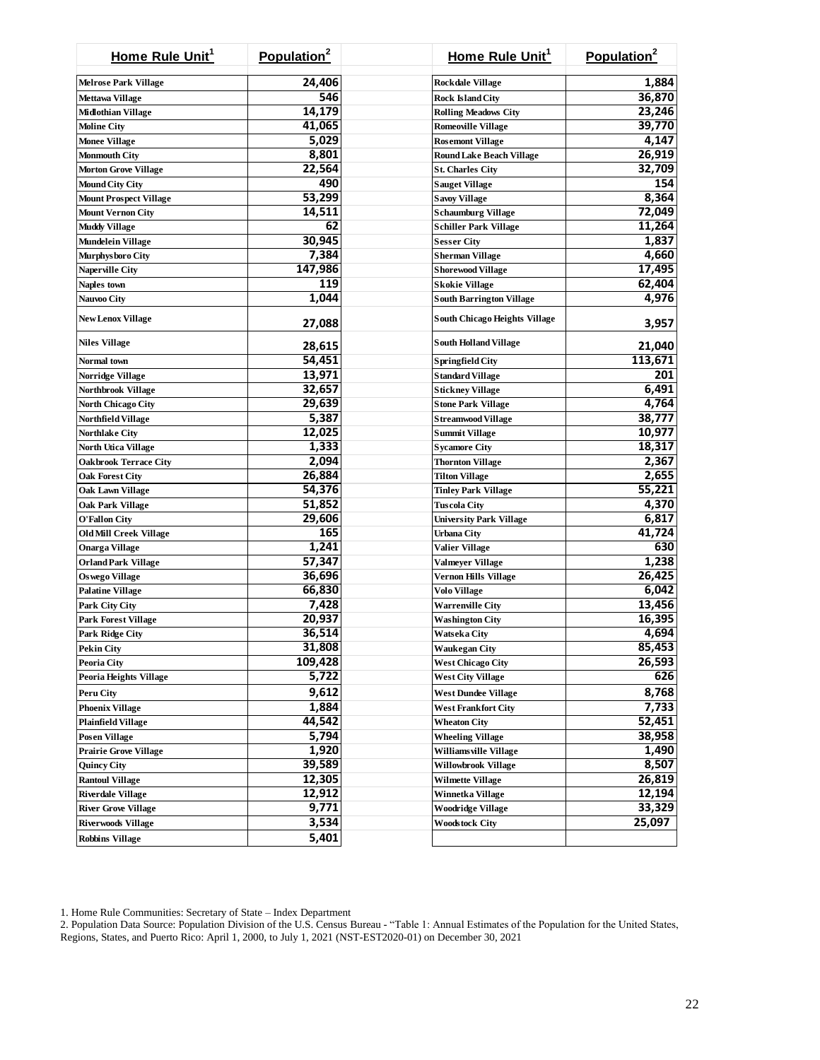| Home Rule Unit[1] | Population[2] |
|---|---|
| Melrose Park Village | 24,406 |
| Mettawa Village | 546 |
| Midlothian Village | 14,179 |
| Moline City | 41,065 |
| Monee Village | 5,029 |
| Monmouth City | 8,801 |
| Morton Grove Village | 22,564 |
| Mound City City | 490 |
| Mount Prospect Village | 53,299 |
| Mount Vernon City | 14,511 |
| Muddy Village | 62 |
| Mundelein Village | 30,945 |
| Murphysboro City | 7,384 |
| Naperville City | 147,986 |
| Naples town | 119 |
| Nauvoo City | 1,044 |
| New Lenox Village | 27,088 |
| Niles Village | 28,615 |
| Normal town | 54,451 |
| Norridge Village | 13,971 |
| Northbrook Village | 32,657 |
| North Chicago City | 29,639 |
| Northfield Village | 5,387 |
| Northlake City | 12,025 |
| North Utica Village | 1,333 |
| Oakbrook Terrace City | 2,094 |
| Oak Forest City | 26,884 |
| Oak Lawn Village | 54,376 |
| Oak Park Village | 51,852 |
| O'Fallon City | 29,606 |
| Old Mill Creek Village | 165 |
| Onarga Village | 1,241 |
| Orland Park Village | 57,347 |
| Oswego Village | 36,696 |
| Palatine Village | 66,830 |
| Park City City | 7,428 |
| Park Forest Village | 20,937 |
| Park Ridge City | 36,514 |
| Pekin City | 31,808 |
| Peoria City | 109,428 |
| Peoria Heights Village | 5,722 |
| Peru City | 9,612 |
| Phoenix Village | 1,884 |
| Plainfield Village | 44,542 |
| Posen Village | 5,794 |
| Prairie Grove Village | 1,920 |
| Quincy City | 39,589 |
| Rantoul Village | 12,305 |
| Riverdale Village | 12,912 |
| River Grove Village | 9,771 |
| Riverwoods Village | 3,534 |
| Robbins Village | 5,401 |
| Rockdale Village | 1,884 |
| Rock Island City | 36,870 |
| Rolling Meadows City | 23,246 |
| Romeoville Village | 39,770 |
| Rosemont Village | 4,147 |
| Round Lake Beach Village | 26,919 |
| St. Charles City | 32,709 |
| Sauget Village | 154 |
| Savoy Village | 8,364 |
| Schaumburg Village | 72,049 |
| Schiller Park Village | 11,264 |
| Sesser City | 1,837 |
| Sherman Village | 4,660 |
| Shorewood Village | 17,495 |
| Skokie Village | 62,404 |
| South Barrington Village | 4,976 |
| South Chicago Heights Village | 3,957 |
| South Holland Village | 21,040 |
| Springfield City | 113,671 |
| Standard Village | 201 |
| Stickney Village | 6,491 |
| Stone Park Village | 4,764 |
| Streamwood Village | 38,777 |
| Summit Village | 10,977 |
| Sycamore City | 18,317 |
| Thornton Village | 2,367 |
| Tilton Village | 2,655 |
| Tinley Park Village | 55,221 |
| Tuscola City | 4,370 |
| University Park Village | 6,817 |
| Urbana City | 41,724 |
| Valier Village | 630 |
| Valmeyer Village | 1,238 |
| Vernon Hills Village | 26,425 |
| Volo Village | 6,042 |
| Warrenville City | 13,456 |
| Washington City | 16,395 |
| Watseka City | 4,694 |
| Waukegan City | 85,453 |
| West Chicago City | 26,593 |
| West City Village | 626 |
| West Dundee Village | 8,768 |
| West Frankfort City | 7,733 |
| Wheaton City | 52,451 |
| Wheeling Village | 38,958 |
| Williamsville Village | 1,490 |
| Willowbrook Village | 8,507 |
| Wilmette Village | 26,819 |
| Winnetka Village | 12,194 |
| Woodridge Village | 33,329 |
| Woodstock City | 25,097 |

1. Home Rule Communities: Secretary of State – Index Department
2. Population Data Source: Population Division of the U.S. Census Bureau - "Table 1: Annual Estimates of the Population for the United States, Regions, States, and Puerto Rico: April 1, 2000, to July 1, 2021 (NST-EST2020-01) on December 30, 2021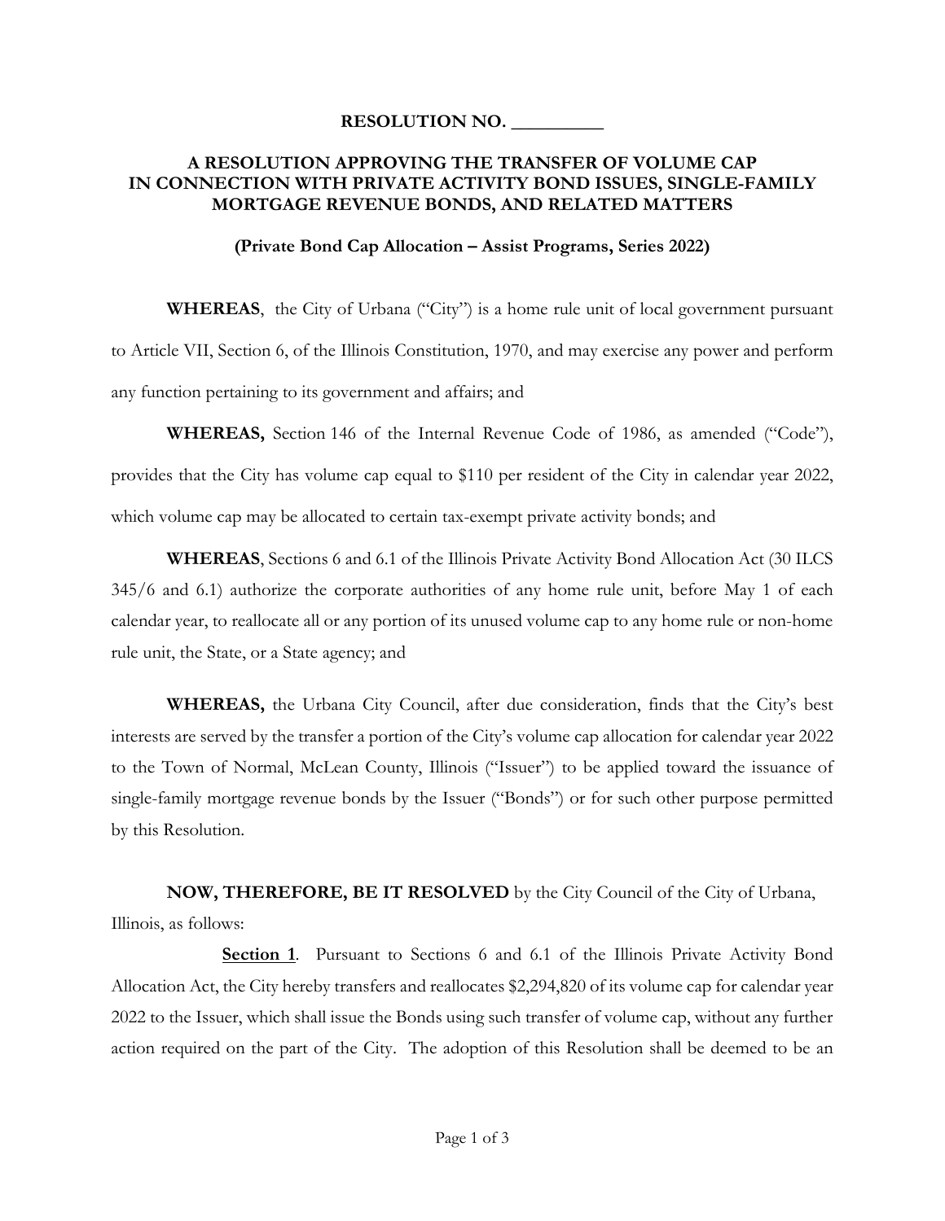**RESOLUTION NO. __________**

**A RESOLUTION APPROVING THE TRANSFER OF VOLUME CAP IN CONNECTION WITH PRIVATE ACTIVITY BOND ISSUES, SINGLE-FAMILY MORTGAGE REVENUE BONDS, AND RELATED MATTERS**

**(Private Bond Cap Allocation – Assist Programs, Series 2022)**

**WHEREAS**, the City of Urbana ("City") is a home rule unit of local government pursuant to Article VII, Section 6, of the Illinois Constitution, 1970, and may exercise any power and perform any function pertaining to its government and affairs; and

**WHEREAS,** Section 146 of the Internal Revenue Code of 1986, as amended ("Code"), provides that the City has volume cap equal to $110 per resident of the City in calendar year 2022, which volume cap may be allocated to certain tax-exempt private activity bonds; and

**WHEREAS**, Sections 6 and 6.1 of the Illinois Private Activity Bond Allocation Act (30 ILCS 345/6 and 6.1) authorize the corporate authorities of any home rule unit, before May 1 of each calendar year, to reallocate all or any portion of its unused volume cap to any home rule or non-home rule unit, the State, or a State agency; and

**WHEREAS,** the Urbana City Council, after due consideration, finds that the City's best interests are served by the transfer a portion of the City's volume cap allocation for calendar year 2022 to the Town of Normal, McLean County, Illinois ("Issuer") to be applied toward the issuance of single-family mortgage revenue bonds by the Issuer ("Bonds") or for such other purpose permitted by this Resolution.

**NOW, THEREFORE, BE IT RESOLVED** by the City Council of the City of Urbana, Illinois, as follows:

**Section 1**. Pursuant to Sections 6 and 6.1 of the Illinois Private Activity Bond Allocation Act, the City hereby transfers and reallocates $2,294,820 of its volume cap for calendar year 2022 to the Issuer, which shall issue the Bonds using such transfer of volume cap, without any further action required on the part of the City. The adoption of this Resolution shall be deemed to be an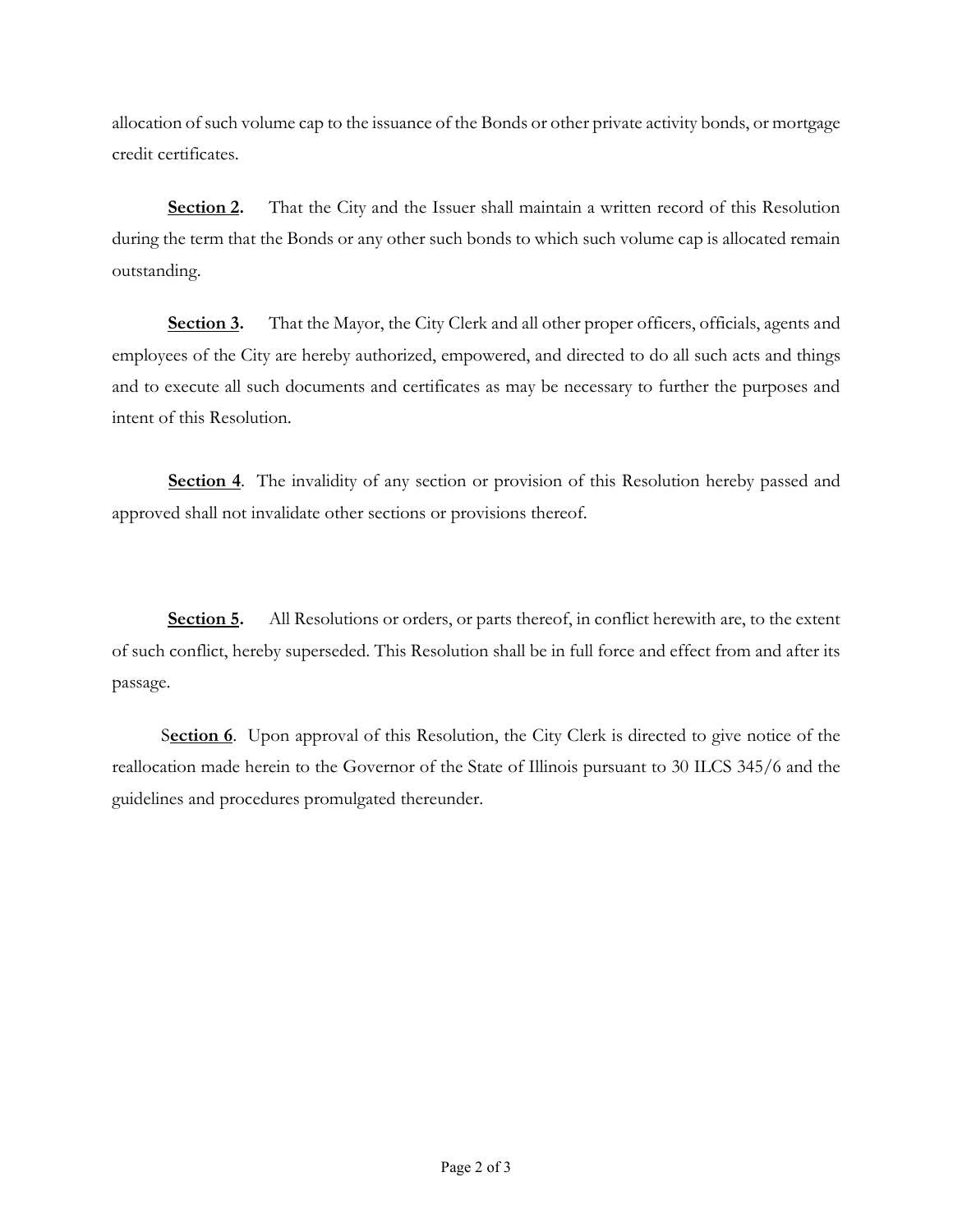allocation of such volume cap to the issuance of the Bonds or other private activity bonds, or mortgage credit certificates.

**Section 2.** That the City and the Issuer shall maintain a written record of this Resolution during the term that the Bonds or any other such bonds to which such volume cap is allocated remain outstanding.

**Section 3.** That the Mayor, the City Clerk and all other proper officers, officials, agents and employees of the City are hereby authorized, empowered, and directed to do all such acts and things and to execute all such documents and certificates as may be necessary to further the purposes and intent of this Resolution.

**Section 4**. The invalidity of any section or provision of this Resolution hereby passed and approved shall not invalidate other sections or provisions thereof.

**Section 5.** All Resolutions or orders, or parts thereof, in conflict herewith are, to the extent of such conflict, hereby superseded. This Resolution shall be in full force and effect from and after its passage.

**Section 6**. Upon approval of this Resolution, the City Clerk is directed to give notice of the reallocation made herein to the Governor of the State of Illinois pursuant to 30 ILCS 345/6 and the guidelines and procedures promulgated thereunder.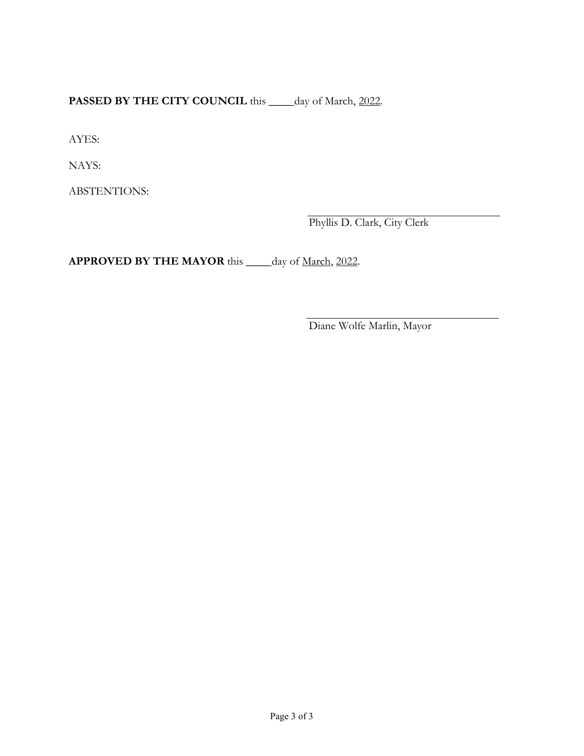**PASSED BY THE CITY COUNCIL** this \_\_\_\_day of March, 2022.

AYES:

NAYS:

ABSTENTIONS:

\_\_\_\_\_\_\_\_\_\_\_\_\_\_\_\_\_\_\_\_\_\_\_\_\_\_\_\_\_\_\_\_
Phyllis D. Clark, City Clerk

**APPROVED BY THE MAYOR** this \_\_\_\_day of March, 2022.

\_\_\_\_\_\_\_\_\_\_\_\_\_\_\_\_\_\_\_\_\_\_\_\_\_\_\_\_\_\_\_\_
Diane Wolfe Marlin, Mayor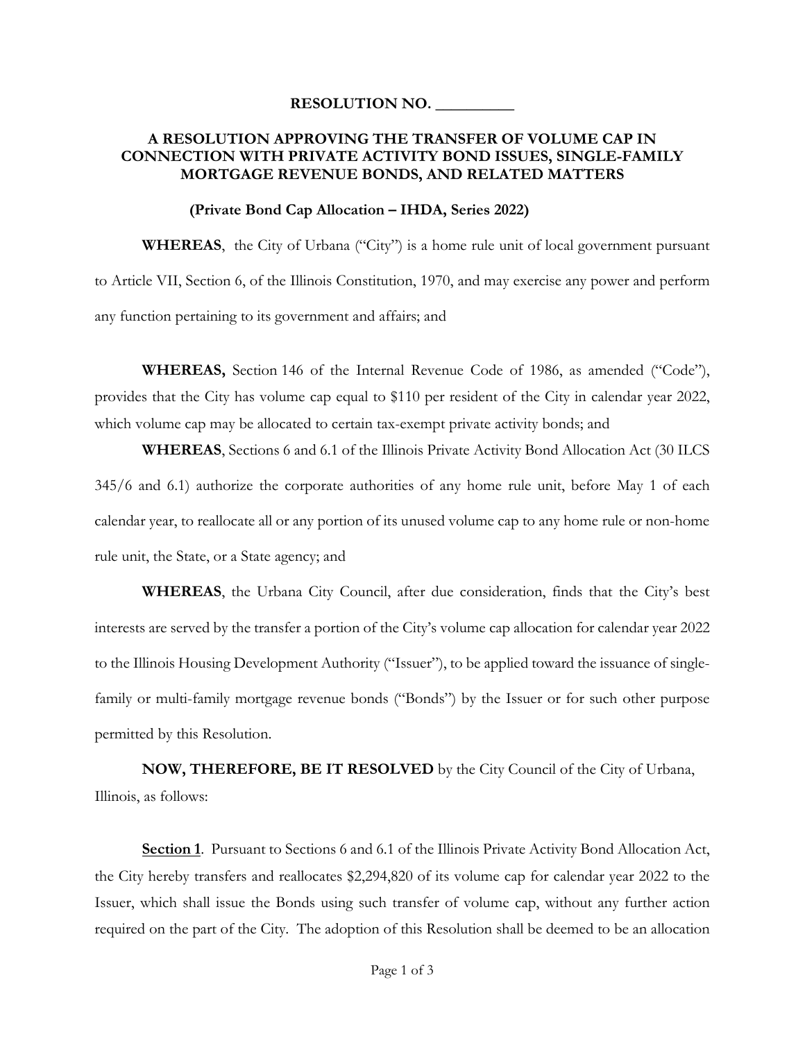**RESOLUTION NO. __________**

**A RESOLUTION APPROVING THE TRANSFER OF VOLUME CAP IN CONNECTION WITH PRIVATE ACTIVITY BOND ISSUES, SINGLE-FAMILY MORTGAGE REVENUE BONDS, AND RELATED MATTERS**

**(Private Bond Cap Allocation – IHDA, Series 2022)**

**WHEREAS**, the City of Urbana ("City") is a home rule unit of local government pursuant to Article VII, Section 6, of the Illinois Constitution, 1970, and may exercise any power and perform any function pertaining to its government and affairs; and

**WHEREAS,** Section 146 of the Internal Revenue Code of 1986, as amended ("Code"), provides that the City has volume cap equal to $110 per resident of the City in calendar year 2022, which volume cap may be allocated to certain tax-exempt private activity bonds; and

**WHEREAS**, Sections 6 and 6.1 of the Illinois Private Activity Bond Allocation Act (30 ILCS 345/6 and 6.1) authorize the corporate authorities of any home rule unit, before May 1 of each calendar year, to reallocate all or any portion of its unused volume cap to any home rule or non-home rule unit, the State, or a State agency; and

**WHEREAS**, the Urbana City Council, after due consideration, finds that the City's best interests are served by the transfer a portion of the City's volume cap allocation for calendar year 2022 to the Illinois Housing Development Authority ("Issuer"), to be applied toward the issuance of single-family or multi-family mortgage revenue bonds ("Bonds") by the Issuer or for such other purpose permitted by this Resolution.

**NOW, THEREFORE, BE IT RESOLVED** by the City Council of the City of Urbana, Illinois, as follows:

**Section 1**. Pursuant to Sections 6 and 6.1 of the Illinois Private Activity Bond Allocation Act, the City hereby transfers and reallocates $2,294,820 of its volume cap for calendar year 2022 to the Issuer, which shall issue the Bonds using such transfer of volume cap, without any further action required on the part of the City. The adoption of this Resolution shall be deemed to be an allocation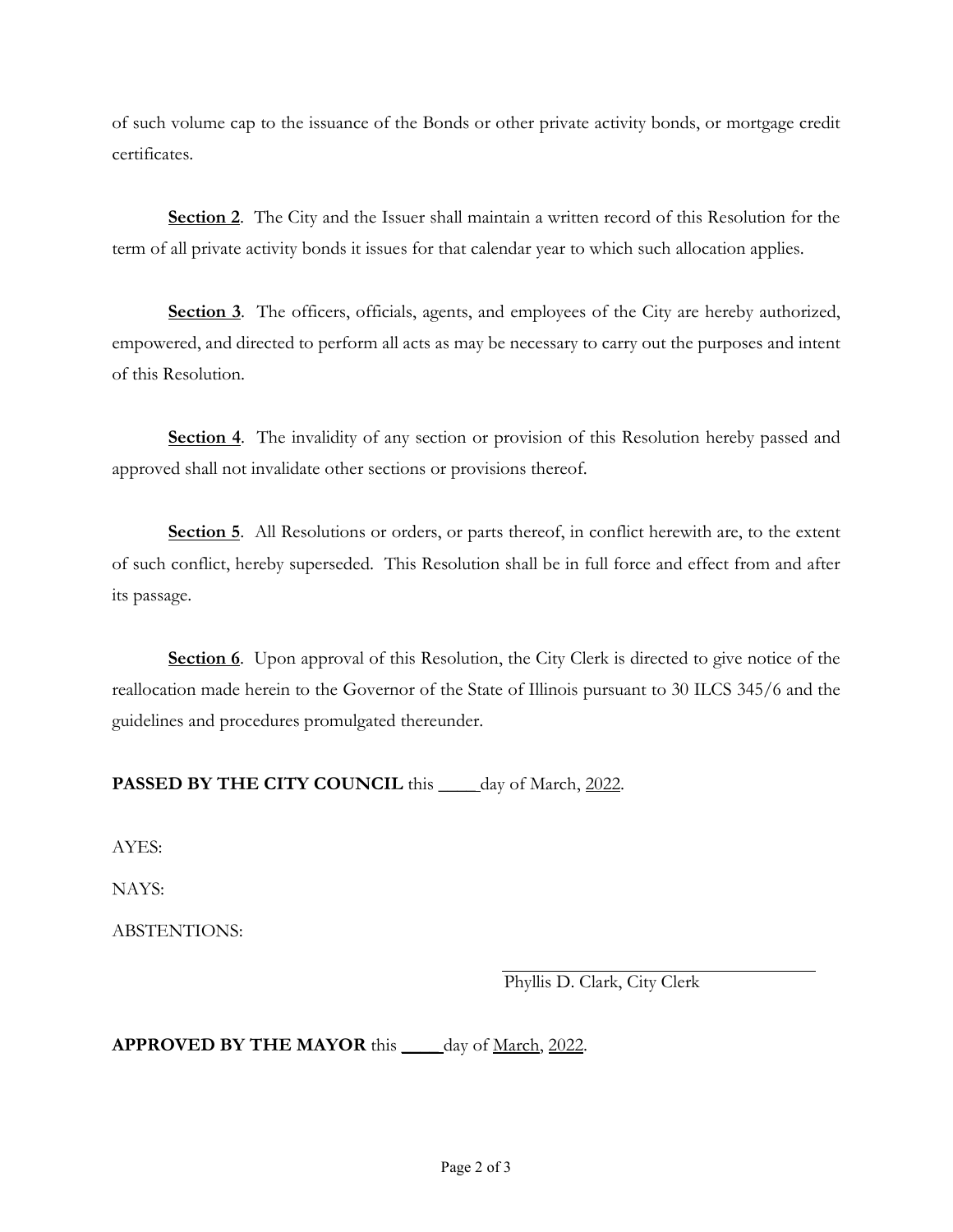of such volume cap to the issuance of the Bonds or other private activity bonds, or mortgage credit certificates.

**Section 2**. The City and the Issuer shall maintain a written record of this Resolution for the term of all private activity bonds it issues for that calendar year to which such allocation applies.

**Section 3**. The officers, officials, agents, and employees of the City are hereby authorized, empowered, and directed to perform all acts as may be necessary to carry out the purposes and intent of this Resolution.

**Section 4**. The invalidity of any section or provision of this Resolution hereby passed and approved shall not invalidate other sections or provisions thereof.

**Section 5**. All Resolutions or orders, or parts thereof, in conflict herewith are, to the extent of such conflict, hereby superseded. This Resolution shall be in full force and effect from and after its passage.

**Section 6**. Upon approval of this Resolution, the City Clerk is directed to give notice of the reallocation made herein to the Governor of the State of Illinois pursuant to 30 ILCS 345/6 and the guidelines and procedures promulgated thereunder.

**PASSED BY THE CITY COUNCIL** this \_\_\_\_day of March, 2022.

AYES:

NAYS:

ABSTENTIONS:

\_\_\_\_\_\_\_\_\_\_\_\_\_\_\_\_\_\_\_\_\_\_\_\_\_\_\_\_\_\_\_\_\_\_
Phyllis D. Clark, City Clerk

**APPROVED BY THE MAYOR** this \_\_\_\_day of March, 2022.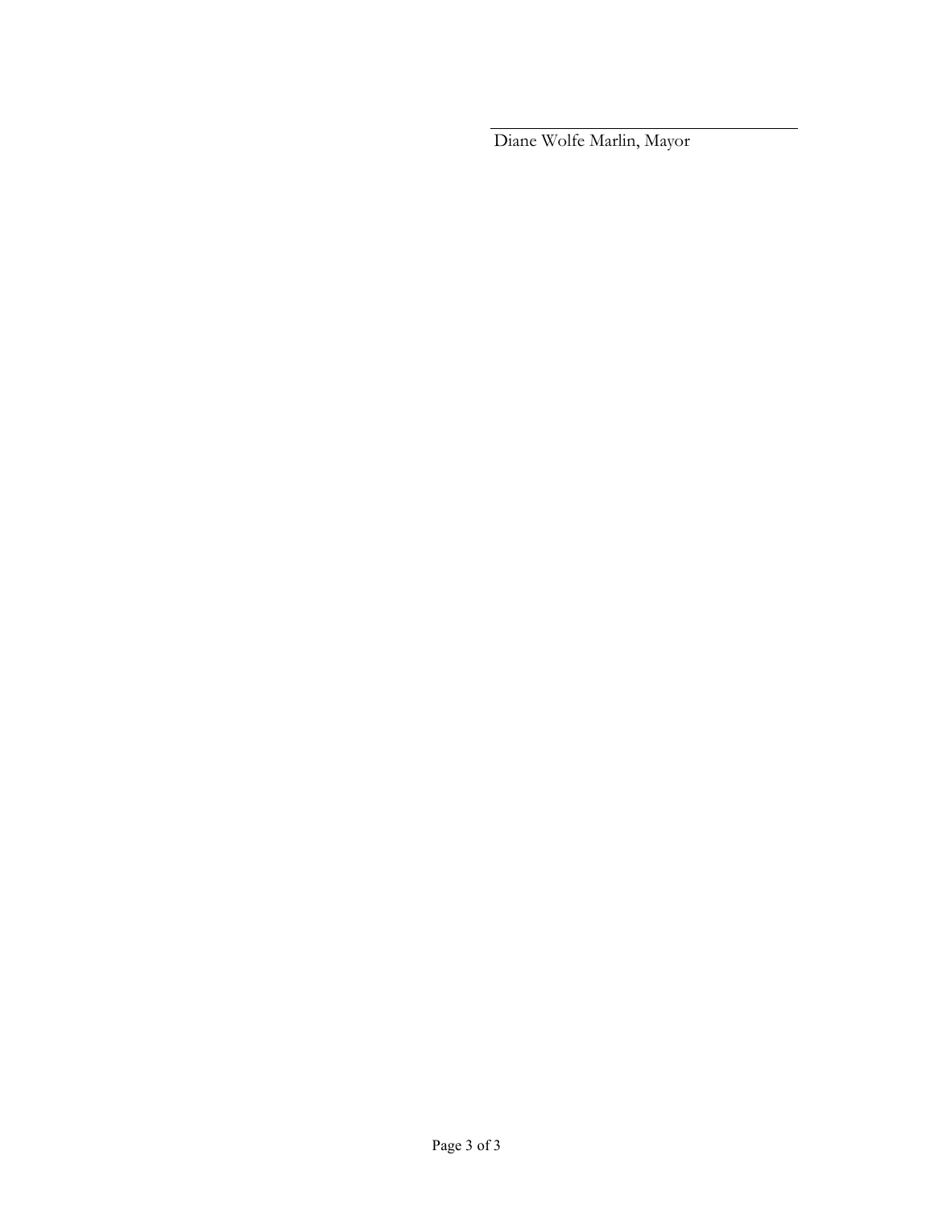\_\_\_\_\_\_\_\_\_\_\_\_\_\_\_\_\_\_\_\_\_\_\_\_\_\_\_\_\_\_\_\_\_\_\_\_\_\_

Diane Wolfe Marlin, Mayor